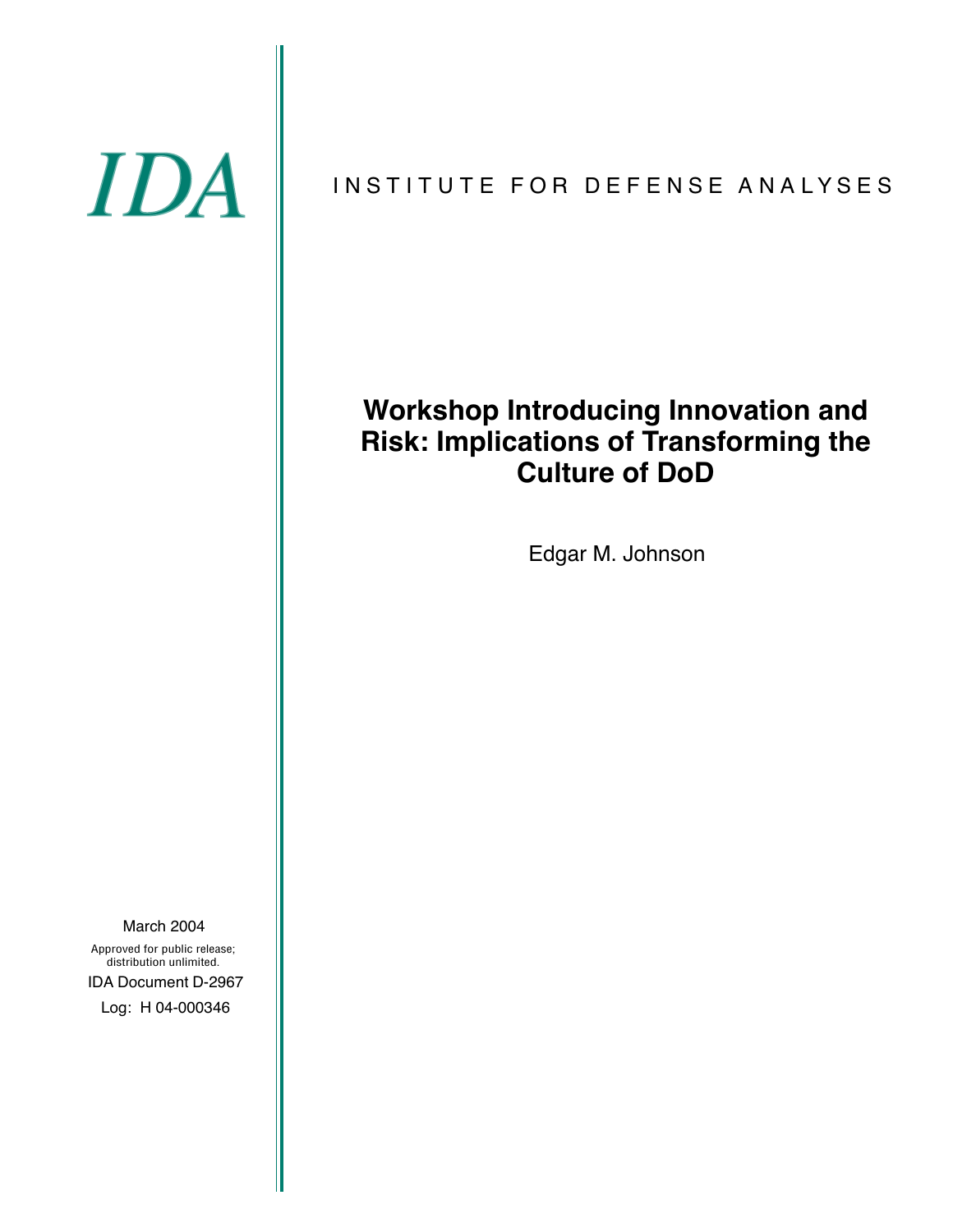IDA

INSTITUTE FOR DEFENSE ANALYSES

# Workshop Introducing Innovation and Risk: Implications of Transforming the Culture of DoD

Edgar M. Johnson

March 2004

Approved for public release; distribution unlimited.

IDA Document D-2967

Log: H 04-000346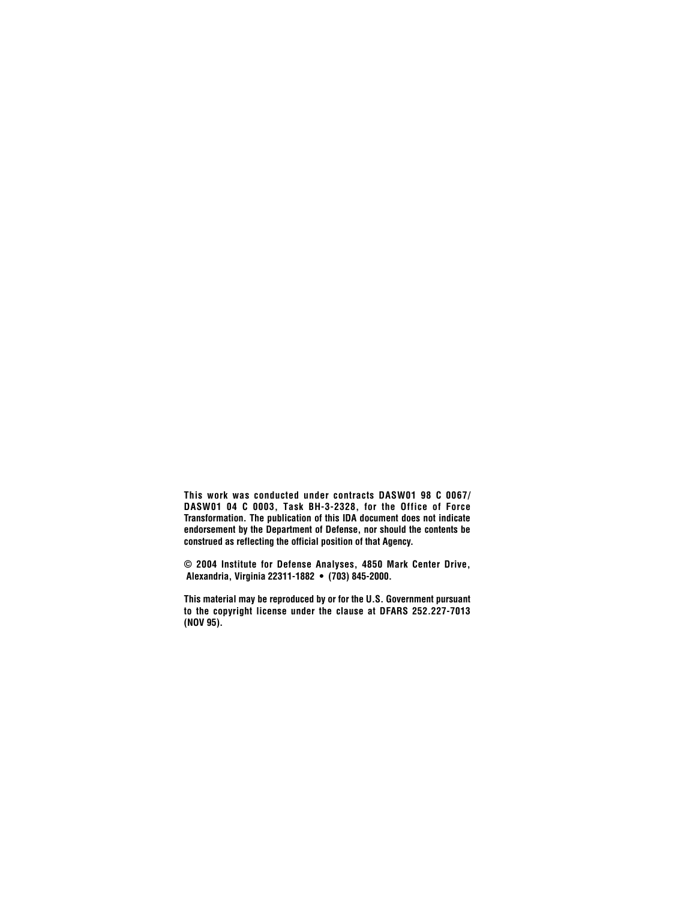**This work was conducted under contracts DASW01 98 C 0067/ DASW01 04 C 0003, Task BH-3-2328, for the Office of Force Transformation. The publication of this IDA document does not indicate endorsement by the Department of Defense, nor should the contents be construed as reflecting the official position of that Agency.**

**© 2004 Institute for Defense Analyses, 4850 Mark Center Drive, Alexandria, Virginia 22311-1882 • (703) 845-2000.**

**This material may be reproduced by or for the U.S. Government pursuant to the copyright license under the clause at DFARS 252.227-7013 (NOV 95).**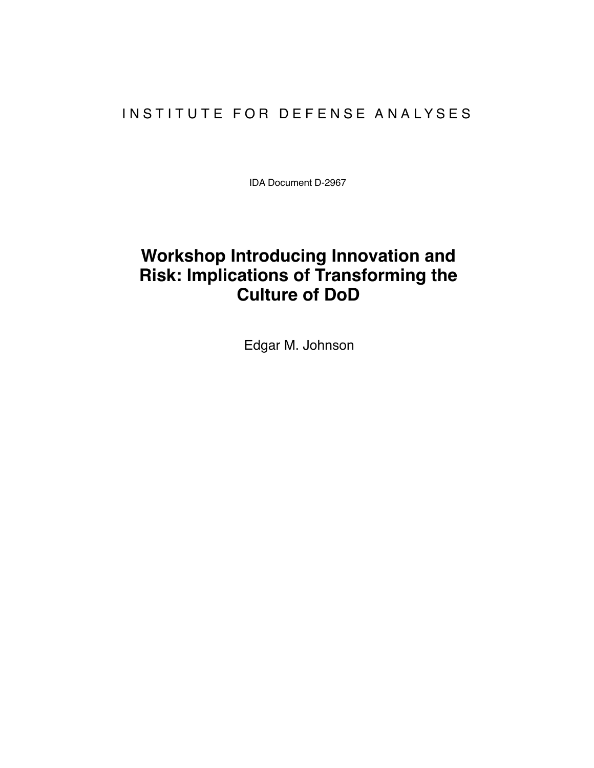INSTITUTE FOR DEFENSE ANALYSES

IDA Document D-2967

# Workshop Introducing Innovation and Risk: Implications of Transforming the Culture of DoD

Edgar M. Johnson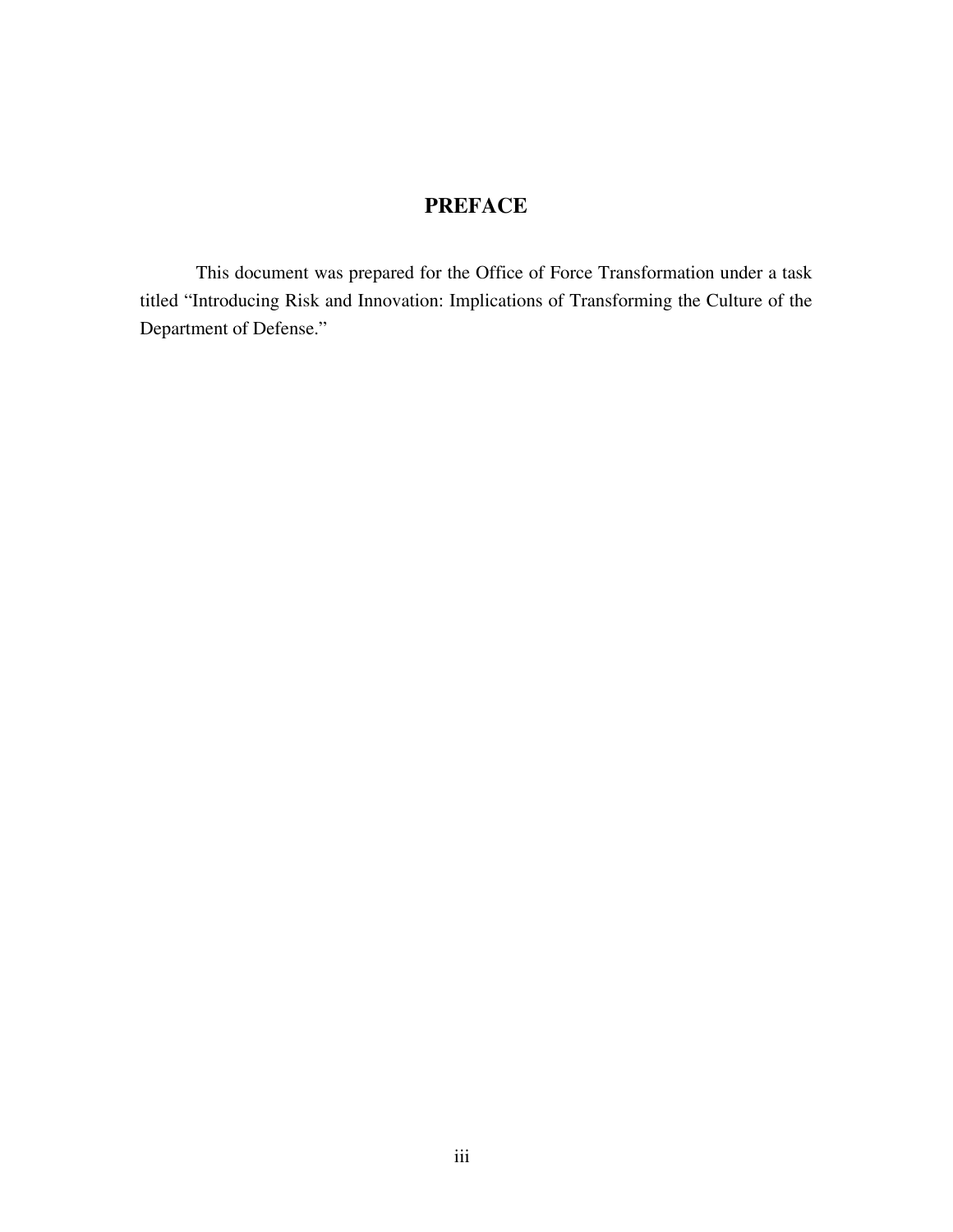# PREFACE

This document was prepared for the Office of Force Transformation under a task titled "Introducing Risk and Innovation: Implications of Transforming the Culture of the Department of Defense."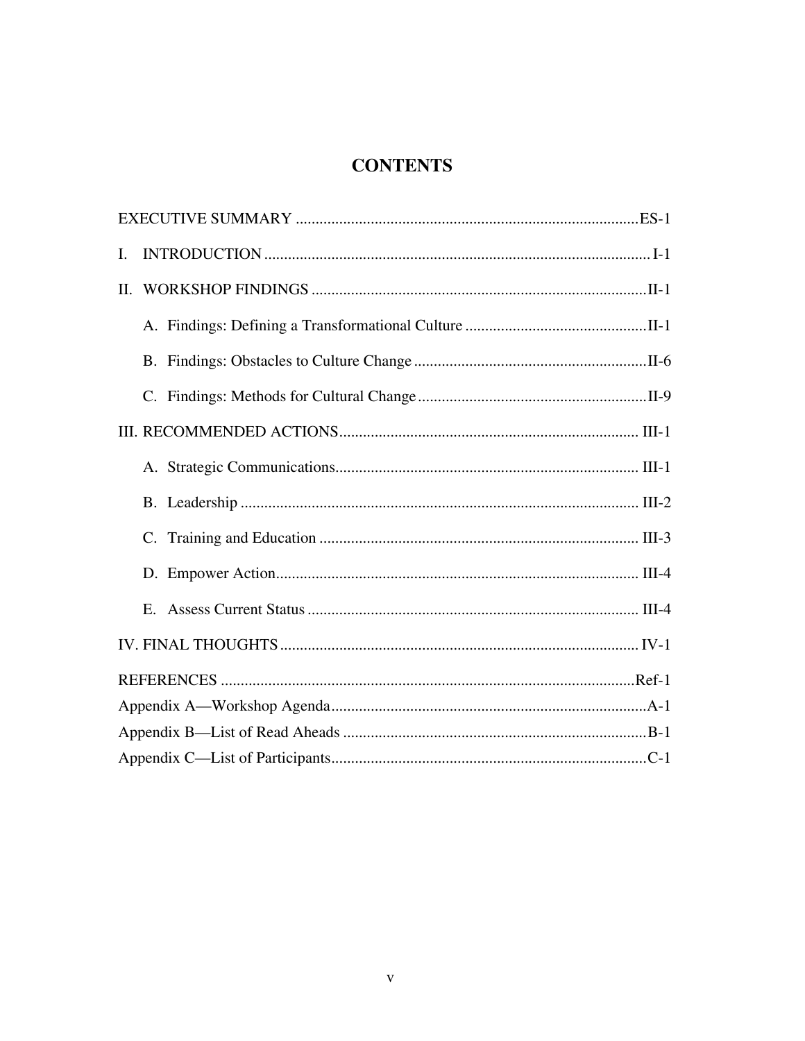# CONTENTS

EXECUTIVE SUMMARY ........................................................................................ES-1

I. INTRODUCTION ........................................................................................ I-1

II. WORKSHOP FINDINGS ........................................................................................II-1

- A. Findings: Defining a Transformational Culture ........................................................................................II-1
- B. Findings: Obstacles to Culture Change ........................................................................................II-6
- C. Findings: Methods for Cultural Change ........................................................................................II-9

III. RECOMMENDED ACTIONS ........................................................................................ III-1

- A. Strategic Communications ........................................................................................ III-1
- B. Leadership ........................................................................................ III-2
- C. Training and Education ........................................................................................ III-3
- D. Empower Action ........................................................................................ III-4
- E. Assess Current Status ........................................................................................ III-4

IV. FINAL THOUGHTS ........................................................................................ IV-1

REFERENCES ........................................................................................Ref-1

Appendix A—Workshop Agenda ........................................................................................A-1

Appendix B—List of Read Aheads ........................................................................................B-1

Appendix C—List of Participants ........................................................................................C-1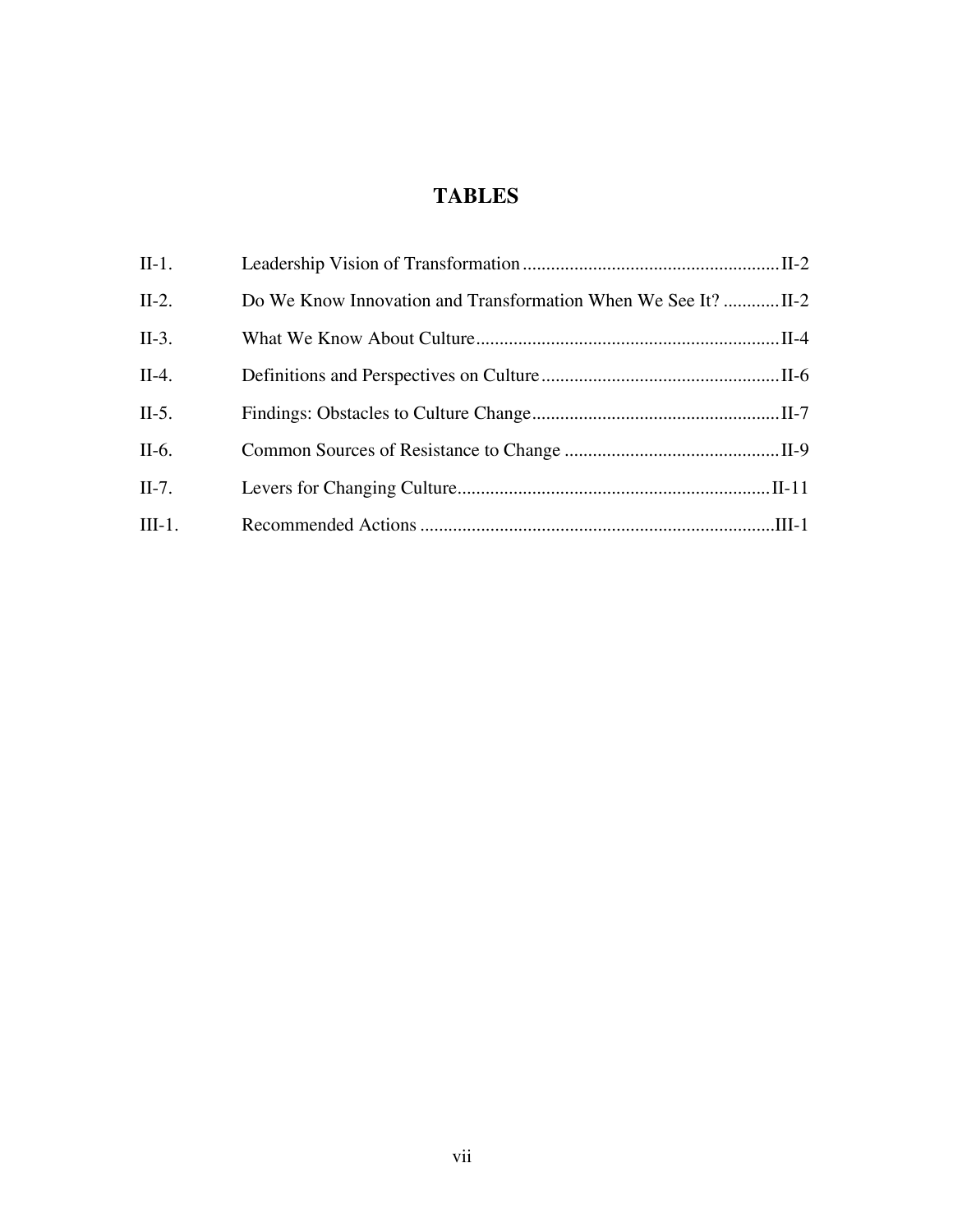# TABLES

| | | |
|---|---|---|
| II-1. | Leadership Vision of Transformation | II-2 |
| II-2. | Do We Know Innovation and Transformation When We See It? | II-2 |
| II-3. | What We Know About Culture | II-4 |
| II-4. | Definitions and Perspectives on Culture | II-6 |
| II-5. | Findings: Obstacles to Culture Change | II-7 |
| II-6. | Common Sources of Resistance to Change | II-9 |
| II-7. | Levers for Changing Culture | II-11 |
| III-1. | Recommended Actions | III-1 |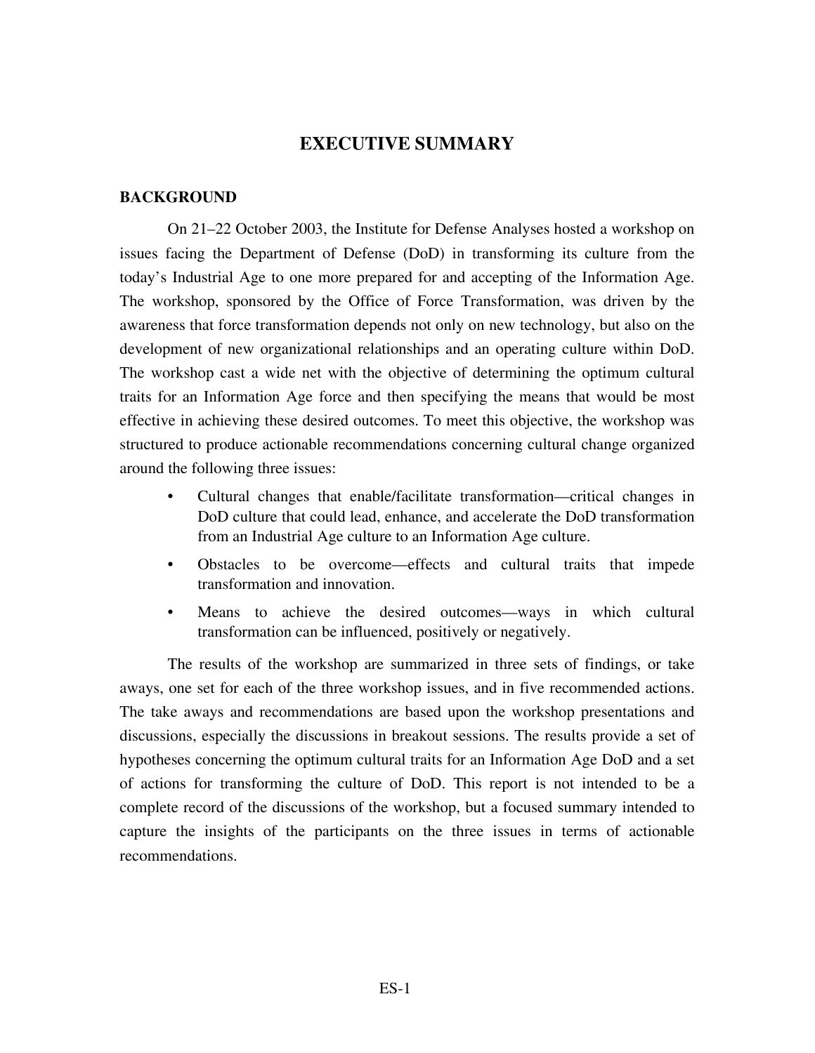# EXECUTIVE SUMMARY

## BACKGROUND

On 21–22 October 2003, the Institute for Defense Analyses hosted a workshop on issues facing the Department of Defense (DoD) in transforming its culture from the today's Industrial Age to one more prepared for and accepting of the Information Age. The workshop, sponsored by the Office of Force Transformation, was driven by the awareness that force transformation depends not only on new technology, but also on the development of new organizational relationships and an operating culture within DoD. The workshop cast a wide net with the objective of determining the optimum cultural traits for an Information Age force and then specifying the means that would be most effective in achieving these desired outcomes. To meet this objective, the workshop was structured to produce actionable recommendations concerning cultural change organized around the following three issues:

- Cultural changes that enable/facilitate transformation—critical changes in DoD culture that could lead, enhance, and accelerate the DoD transformation from an Industrial Age culture to an Information Age culture.
- Obstacles to be overcome—effects and cultural traits that impede transformation and innovation.
- Means to achieve the desired outcomes—ways in which cultural transformation can be influenced, positively or negatively.

The results of the workshop are summarized in three sets of findings, or take aways, one set for each of the three workshop issues, and in five recommended actions. The take aways and recommendations are based upon the workshop presentations and discussions, especially the discussions in breakout sessions. The results provide a set of hypotheses concerning the optimum cultural traits for an Information Age DoD and a set of actions for transforming the culture of DoD. This report is not intended to be a complete record of the discussions of the workshop, but a focused summary intended to capture the insights of the participants on the three issues in terms of actionable recommendations.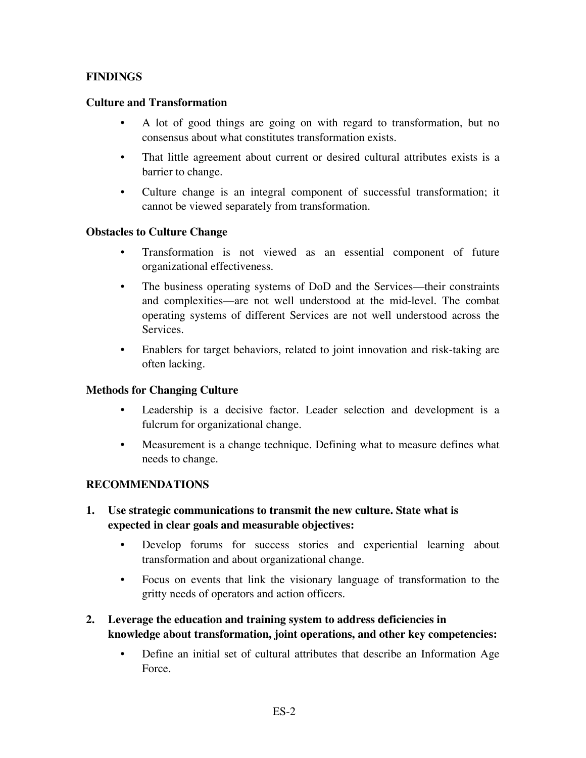## FINDINGS

### Culture and Transformation

- A lot of good things are going on with regard to transformation, but no consensus about what constitutes transformation exists.
- That little agreement about current or desired cultural attributes exists is a barrier to change.
- Culture change is an integral component of successful transformation; it cannot be viewed separately from transformation.

### Obstacles to Culture Change

- Transformation is not viewed as an essential component of future organizational effectiveness.
- The business operating systems of DoD and the Services—their constraints and complexities—are not well understood at the mid-level. The combat operating systems of different Services are not well understood across the Services.
- Enablers for target behaviors, related to joint innovation and risk-taking are often lacking.

### Methods for Changing Culture

- Leadership is a decisive factor. Leader selection and development is a fulcrum for organizational change.
- Measurement is a change technique. Defining what to measure defines what needs to change.

## RECOMMENDATIONS

1. **Use strategic communications to transmit the new culture. State what is expected in clear goals and measurable objectives:**
   - Develop forums for success stories and experiential learning about transformation and about organizational change.
   - Focus on events that link the visionary language of transformation to the gritty needs of operators and action officers.

2. **Leverage the education and training system to address deficiencies in knowledge about transformation, joint operations, and other key competencies:**
   - Define an initial set of cultural attributes that describe an Information Age Force.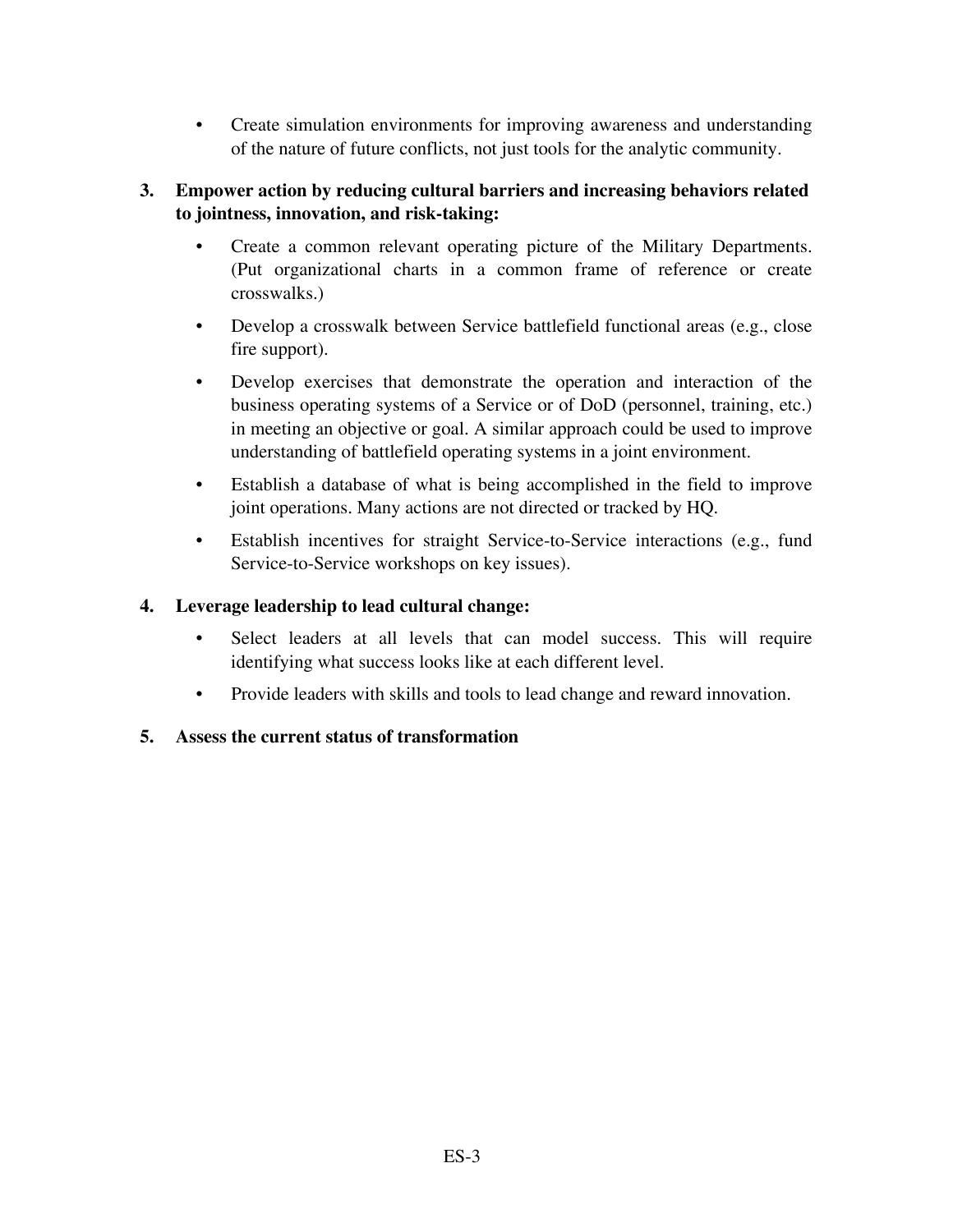- Create simulation environments for improving awareness and understanding of the nature of future conflicts, not just tools for the analytic community.

**3. Empower action by reducing cultural barriers and increasing behaviors related to jointness, innovation, and risk-taking:**

- Create a common relevant operating picture of the Military Departments. (Put organizational charts in a common frame of reference or create crosswalks.)
- Develop a crosswalk between Service battlefield functional areas (e.g., close fire support).
- Develop exercises that demonstrate the operation and interaction of the business operating systems of a Service or of DoD (personnel, training, etc.) in meeting an objective or goal. A similar approach could be used to improve understanding of battlefield operating systems in a joint environment.
- Establish a database of what is being accomplished in the field to improve joint operations. Many actions are not directed or tracked by HQ.
- Establish incentives for straight Service-to-Service interactions (e.g., fund Service-to-Service workshops on key issues).

**4. Leverage leadership to lead cultural change:**

- Select leaders at all levels that can model success. This will require identifying what success looks like at each different level.
- Provide leaders with skills and tools to lead change and reward innovation.

**5. Assess the current status of transformation**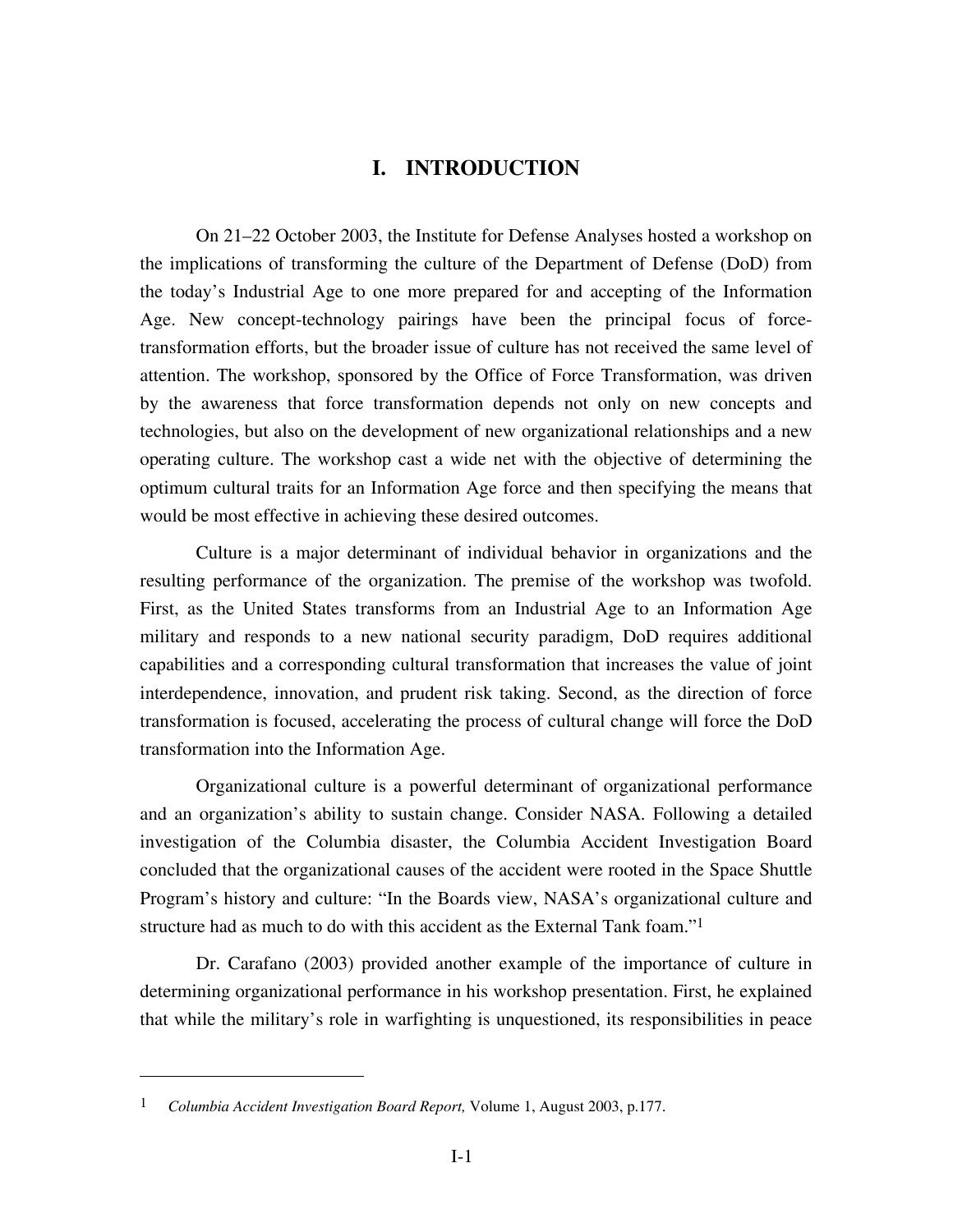# I. INTRODUCTION

On 21–22 October 2003, the Institute for Defense Analyses hosted a workshop on the implications of transforming the culture of the Department of Defense (DoD) from the today's Industrial Age to one more prepared for and accepting of the Information Age. New concept-technology pairings have been the principal focus of force-transformation efforts, but the broader issue of culture has not received the same level of attention. The workshop, sponsored by the Office of Force Transformation, was driven by the awareness that force transformation depends not only on new concepts and technologies, but also on the development of new organizational relationships and a new operating culture. The workshop cast a wide net with the objective of determining the optimum cultural traits for an Information Age force and then specifying the means that would be most effective in achieving these desired outcomes.

Culture is a major determinant of individual behavior in organizations and the resulting performance of the organization. The premise of the workshop was twofold. First, as the United States transforms from an Industrial Age to an Information Age military and responds to a new national security paradigm, DoD requires additional capabilities and a corresponding cultural transformation that increases the value of joint interdependence, innovation, and prudent risk taking. Second, as the direction of force transformation is focused, accelerating the process of cultural change will force the DoD transformation into the Information Age.

Organizational culture is a powerful determinant of organizational performance and an organization's ability to sustain change. Consider NASA. Following a detailed investigation of the Columbia disaster, the Columbia Accident Investigation Board concluded that the organizational causes of the accident were rooted in the Space Shuttle Program's history and culture: "In the Boards view, NASA's organizational culture and structure had as much to do with this accident as the External Tank foam."[1]

Dr. Carafano (2003) provided another example of the importance of culture in determining organizational performance in his workshop presentation. First, he explained that while the military's role in warfighting is unquestioned, its responsibilities in peace

---

[1] *Columbia Accident Investigation Board Report,* Volume 1, August 2003, p.177.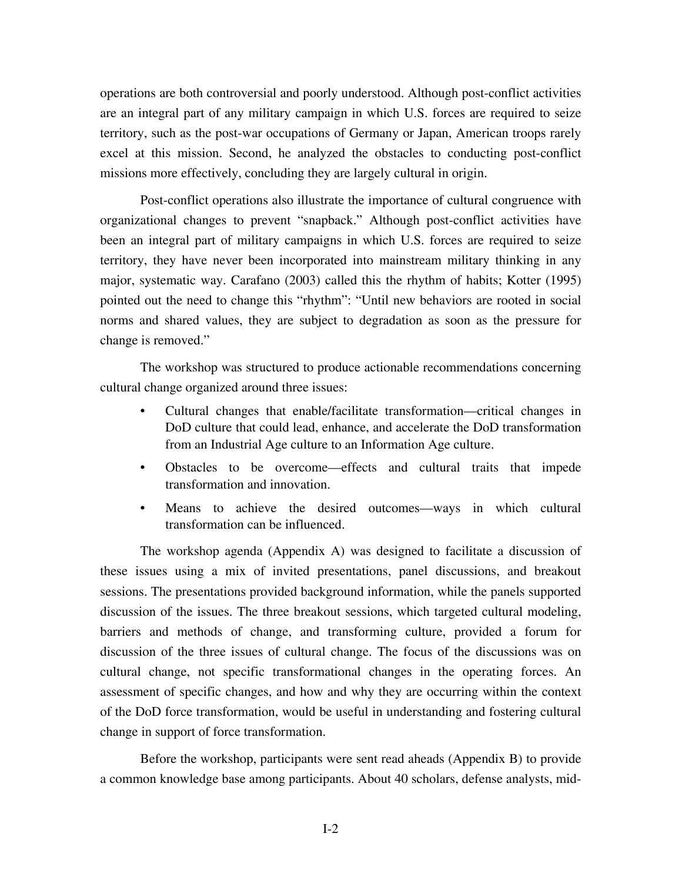operations are both controversial and poorly understood. Although post-conflict activities are an integral part of any military campaign in which U.S. forces are required to seize territory, such as the post-war occupations of Germany or Japan, American troops rarely excel at this mission. Second, he analyzed the obstacles to conducting post-conflict missions more effectively, concluding they are largely cultural in origin.

Post-conflict operations also illustrate the importance of cultural congruence with organizational changes to prevent "snapback." Although post-conflict activities have been an integral part of military campaigns in which U.S. forces are required to seize territory, they have never been incorporated into mainstream military thinking in any major, systematic way. Carafano (2003) called this the rhythm of habits; Kotter (1995) pointed out the need to change this "rhythm": "Until new behaviors are rooted in social norms and shared values, they are subject to degradation as soon as the pressure for change is removed."

The workshop was structured to produce actionable recommendations concerning cultural change organized around three issues:

- Cultural changes that enable/facilitate transformation—critical changes in DoD culture that could lead, enhance, and accelerate the DoD transformation from an Industrial Age culture to an Information Age culture.
- Obstacles to be overcome—effects and cultural traits that impede transformation and innovation.
- Means to achieve the desired outcomes—ways in which cultural transformation can be influenced.

The workshop agenda (Appendix A) was designed to facilitate a discussion of these issues using a mix of invited presentations, panel discussions, and breakout sessions. The presentations provided background information, while the panels supported discussion of the issues. The three breakout sessions, which targeted cultural modeling, barriers and methods of change, and transforming culture, provided a forum for discussion of the three issues of cultural change. The focus of the discussions was on cultural change, not specific transformational changes in the operating forces. An assessment of specific changes, and how and why they are occurring within the context of the DoD force transformation, would be useful in understanding and fostering cultural change in support of force transformation.

Before the workshop, participants were sent read aheads (Appendix B) to provide a common knowledge base among participants. About 40 scholars, defense analysts, mid-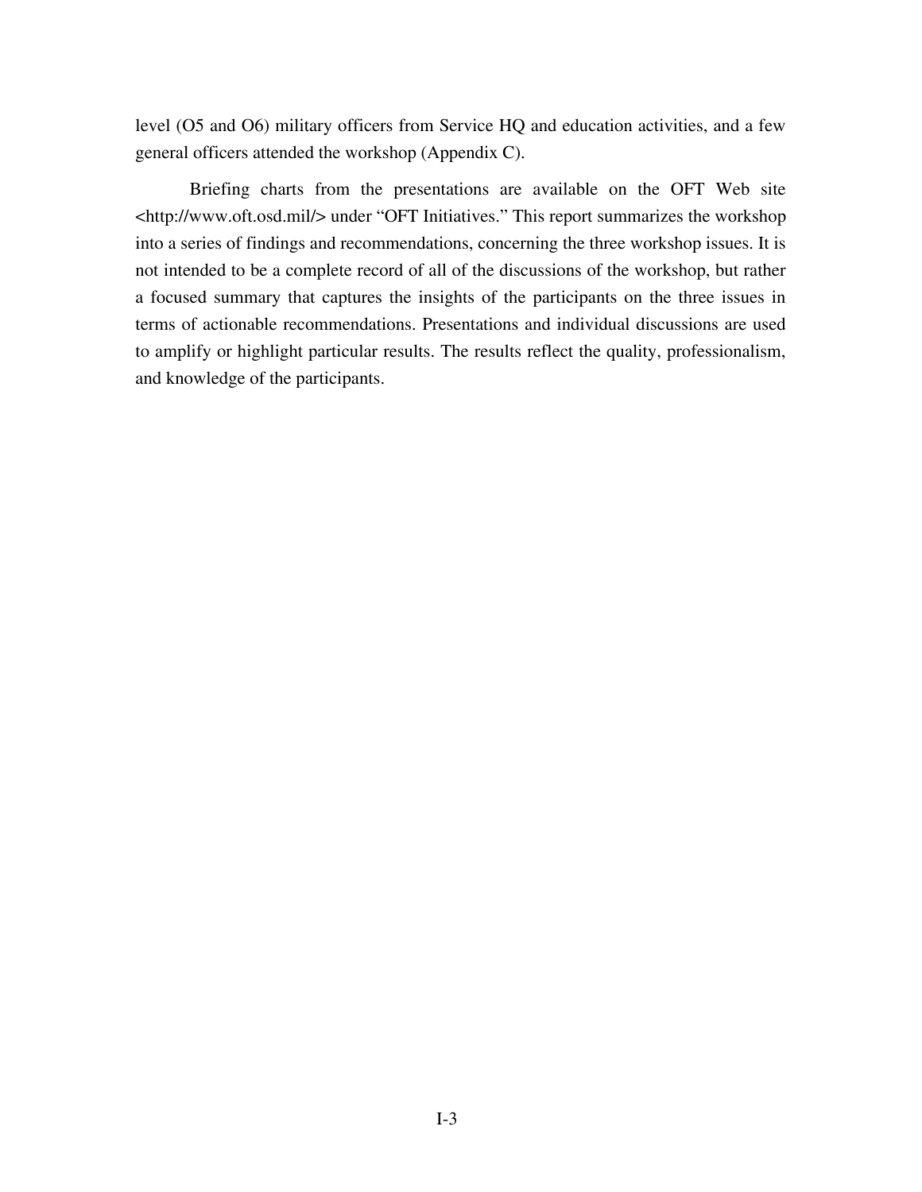level (O5 and O6) military officers from Service HQ and education activities, and a few general officers attended the workshop (Appendix C).

Briefing charts from the presentations are available on the OFT Web site <http://www.oft.osd.mil/> under "OFT Initiatives." This report summarizes the workshop into a series of findings and recommendations, concerning the three workshop issues. It is not intended to be a complete record of all of the discussions of the workshop, but rather a focused summary that captures the insights of the participants on the three issues in terms of actionable recommendations. Presentations and individual discussions are used to amplify or highlight particular results. The results reflect the quality, professionalism, and knowledge of the participants.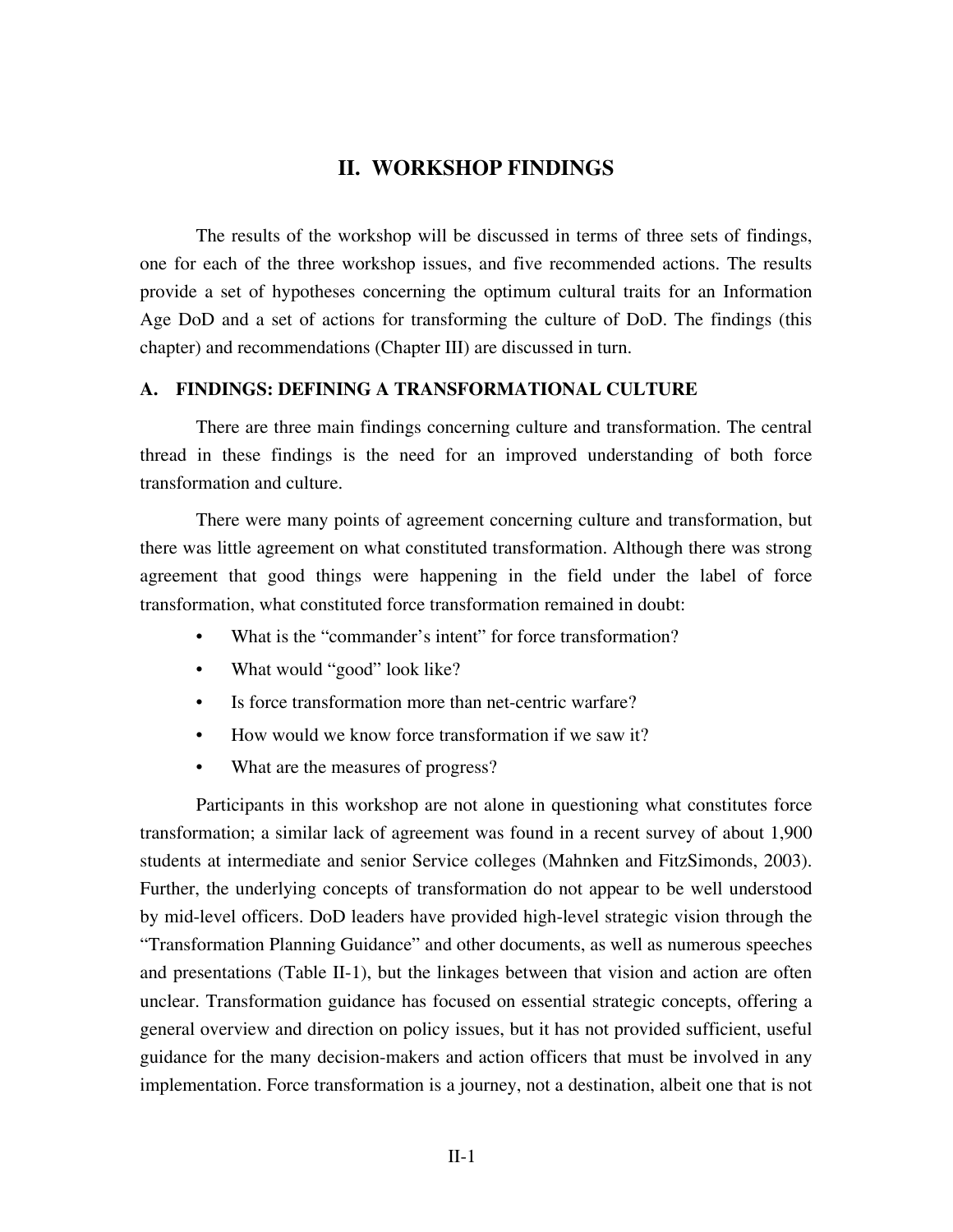# II. WORKSHOP FINDINGS

The results of the workshop will be discussed in terms of three sets of findings, one for each of the three workshop issues, and five recommended actions. The results provide a set of hypotheses concerning the optimum cultural traits for an Information Age DoD and a set of actions for transforming the culture of DoD. The findings (this chapter) and recommendations (Chapter III) are discussed in turn.

## A. FINDINGS: DEFINING A TRANSFORMATIONAL CULTURE

There are three main findings concerning culture and transformation. The central thread in these findings is the need for an improved understanding of both force transformation and culture.

There were many points of agreement concerning culture and transformation, but there was little agreement on what constituted transformation. Although there was strong agreement that good things were happening in the field under the label of force transformation, what constituted force transformation remained in doubt:

- What is the "commander's intent" for force transformation?
- What would "good" look like?
- Is force transformation more than net-centric warfare?
- How would we know force transformation if we saw it?
- What are the measures of progress?

Participants in this workshop are not alone in questioning what constitutes force transformation; a similar lack of agreement was found in a recent survey of about 1,900 students at intermediate and senior Service colleges (Mahnken and FitzSimonds, 2003). Further, the underlying concepts of transformation do not appear to be well understood by mid-level officers. DoD leaders have provided high-level strategic vision through the "Transformation Planning Guidance" and other documents, as well as numerous speeches and presentations (Table II-1), but the linkages between that vision and action are often unclear. Transformation guidance has focused on essential strategic concepts, offering a general overview and direction on policy issues, but it has not provided sufficient, useful guidance for the many decision-makers and action officers that must be involved in any implementation. Force transformation is a journey, not a destination, albeit one that is not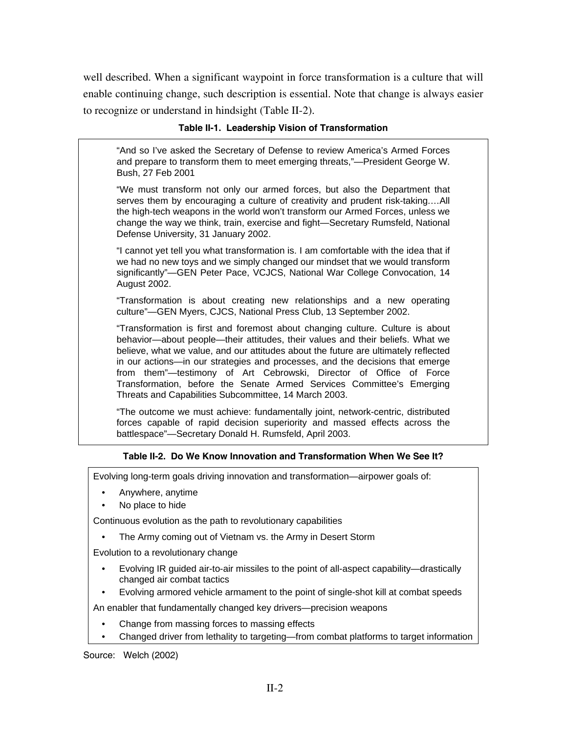well described. When a significant waypoint in force transformation is a culture that will enable continuing change, such description is essential. Note that change is always easier to recognize or understand in hindsight (Table II-2).

**Table II-1. Leadership Vision of Transformation**

"And so I've asked the Secretary of Defense to review America's Armed Forces and prepare to transform them to meet emerging threats,"—President George W. Bush, 27 Feb 2001

"We must transform not only our armed forces, but also the Department that serves them by encouraging a culture of creativity and prudent risk-taking….All the high-tech weapons in the world won't transform our Armed Forces, unless we change the way we think, train, exercise and fight—Secretary Rumsfeld, National Defense University, 31 January 2002.

"I cannot yet tell you what transformation is. I am comfortable with the idea that if we had no new toys and we simply changed our mindset that we would transform significantly"—GEN Peter Pace, VCJCS, National War College Convocation, 14 August 2002.

"Transformation is about creating new relationships and a new operating culture"—GEN Myers, CJCS, National Press Club, 13 September 2002.

"Transformation is first and foremost about changing culture. Culture is about behavior—about people—their attitudes, their values and their beliefs. What we believe, what we value, and our attitudes about the future are ultimately reflected in our actions—in our strategies and processes, and the decisions that emerge from them"—testimony of Art Cebrowski, Director of Office of Force Transformation, before the Senate Armed Services Committee's Emerging Threats and Capabilities Subcommittee, 14 March 2003.

"The outcome we must achieve: fundamentally joint, network-centric, distributed forces capable of rapid decision superiority and massed effects across the battlespace"—Secretary Donald H. Rumsfeld, April 2003.

**Table II-2. Do We Know Innovation and Transformation When We See It?**

Evolving long-term goals driving innovation and transformation—airpower goals of:

- Anywhere, anytime
- No place to hide

Continuous evolution as the path to revolutionary capabilities

- The Army coming out of Vietnam vs. the Army in Desert Storm

Evolution to a revolutionary change

- Evolving IR guided air-to-air missiles to the point of all-aspect capability—drastically changed air combat tactics
- Evolving armored vehicle armament to the point of single-shot kill at combat speeds

An enabler that fundamentally changed key drivers—precision weapons

- Change from massing forces to massing effects
- Changed driver from lethality to targeting—from combat platforms to target information

Source: Welch (2002)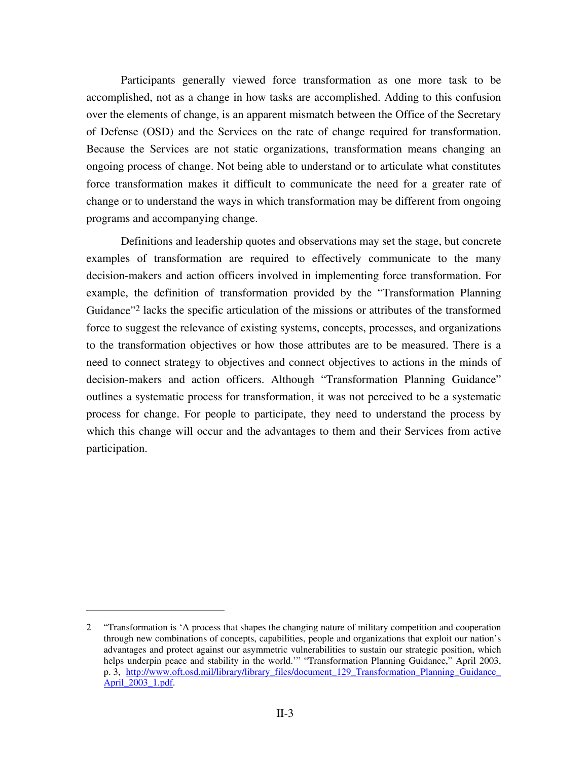Participants generally viewed force transformation as one more task to be accomplished, not as a change in how tasks are accomplished. Adding to this confusion over the elements of change, is an apparent mismatch between the Office of the Secretary of Defense (OSD) and the Services on the rate of change required for transformation. Because the Services are not static organizations, transformation means changing an ongoing process of change. Not being able to understand or to articulate what constitutes force transformation makes it difficult to communicate the need for a greater rate of change or to understand the ways in which transformation may be different from ongoing programs and accompanying change.

Definitions and leadership quotes and observations may set the stage, but concrete examples of transformation are required to effectively communicate to the many decision-makers and action officers involved in implementing force transformation. For example, the definition of transformation provided by the "Transformation Planning Guidance"[2] lacks the specific articulation of the missions or attributes of the transformed force to suggest the relevance of existing systems, concepts, processes, and organizations to the transformation objectives or how those attributes are to be measured. There is a need to connect strategy to objectives and connect objectives to actions in the minds of decision-makers and action officers. Although "Transformation Planning Guidance" outlines a systematic process for transformation, it was not perceived to be a systematic process for change. For people to participate, they need to understand the process by which this change will occur and the advantages to them and their Services from active participation.

---

2 "Transformation is 'A process that shapes the changing nature of military competition and cooperation through new combinations of concepts, capabilities, people and organizations that exploit our nation's advantages and protect against our asymmetric vulnerabilities to sustain our strategic position, which helps underpin peace and stability in the world.'" "Transformation Planning Guidance," April 2003, p. 3, http://www.oft.osd.mil/library/library_files/document_129_Transformation_Planning_Guidance_April_2003_1.pdf.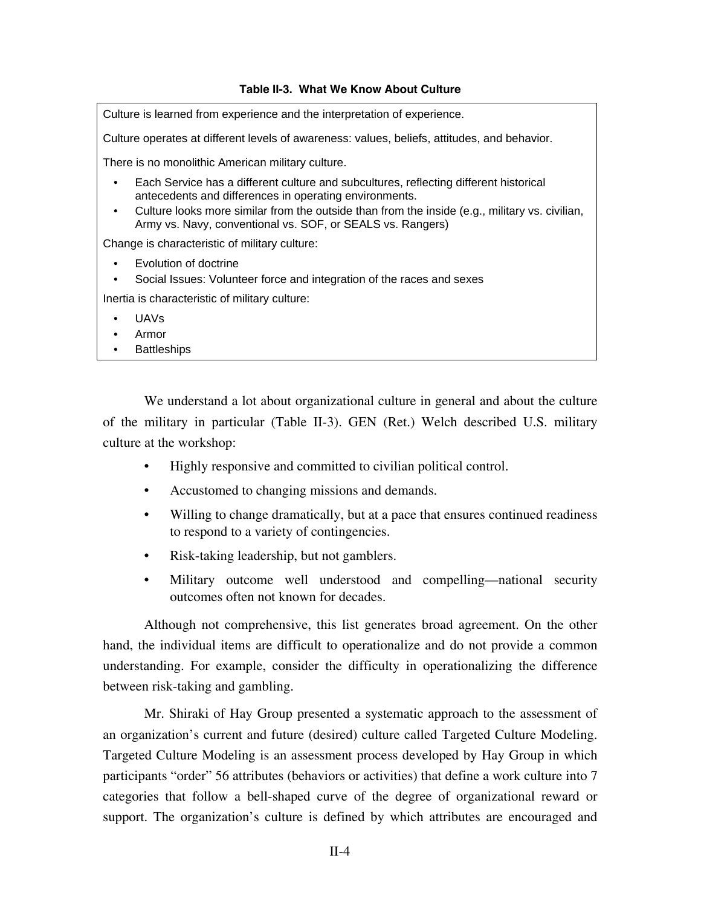**Table II-3. What We Know About Culture**

Culture is learned from experience and the interpretation of experience.

Culture operates at different levels of awareness: values, beliefs, attitudes, and behavior.

There is no monolithic American military culture.

- Each Service has a different culture and subcultures, reflecting different historical antecedents and differences in operating environments.
- Culture looks more similar from the outside than from the inside (e.g., military vs. civilian, Army vs. Navy, conventional vs. SOF, or SEALS vs. Rangers)

Change is characteristic of military culture:

- Evolution of doctrine
- Social Issues: Volunteer force and integration of the races and sexes

Inertia is characteristic of military culture:

- UAVs
- Armor
- Battleships

We understand a lot about organizational culture in general and about the culture of the military in particular (Table II-3). GEN (Ret.) Welch described U.S. military culture at the workshop:

- Highly responsive and committed to civilian political control.
- Accustomed to changing missions and demands.
- Willing to change dramatically, but at a pace that ensures continued readiness to respond to a variety of contingencies.
- Risk-taking leadership, but not gamblers.
- Military outcome well understood and compelling—national security outcomes often not known for decades.

Although not comprehensive, this list generates broad agreement. On the other hand, the individual items are difficult to operationalize and do not provide a common understanding. For example, consider the difficulty in operationalizing the difference between risk-taking and gambling.

Mr. Shiraki of Hay Group presented a systematic approach to the assessment of an organization's current and future (desired) culture called Targeted Culture Modeling. Targeted Culture Modeling is an assessment process developed by Hay Group in which participants "order" 56 attributes (behaviors or activities) that define a work culture into 7 categories that follow a bell-shaped curve of the degree of organizational reward or support. The organization's culture is defined by which attributes are encouraged and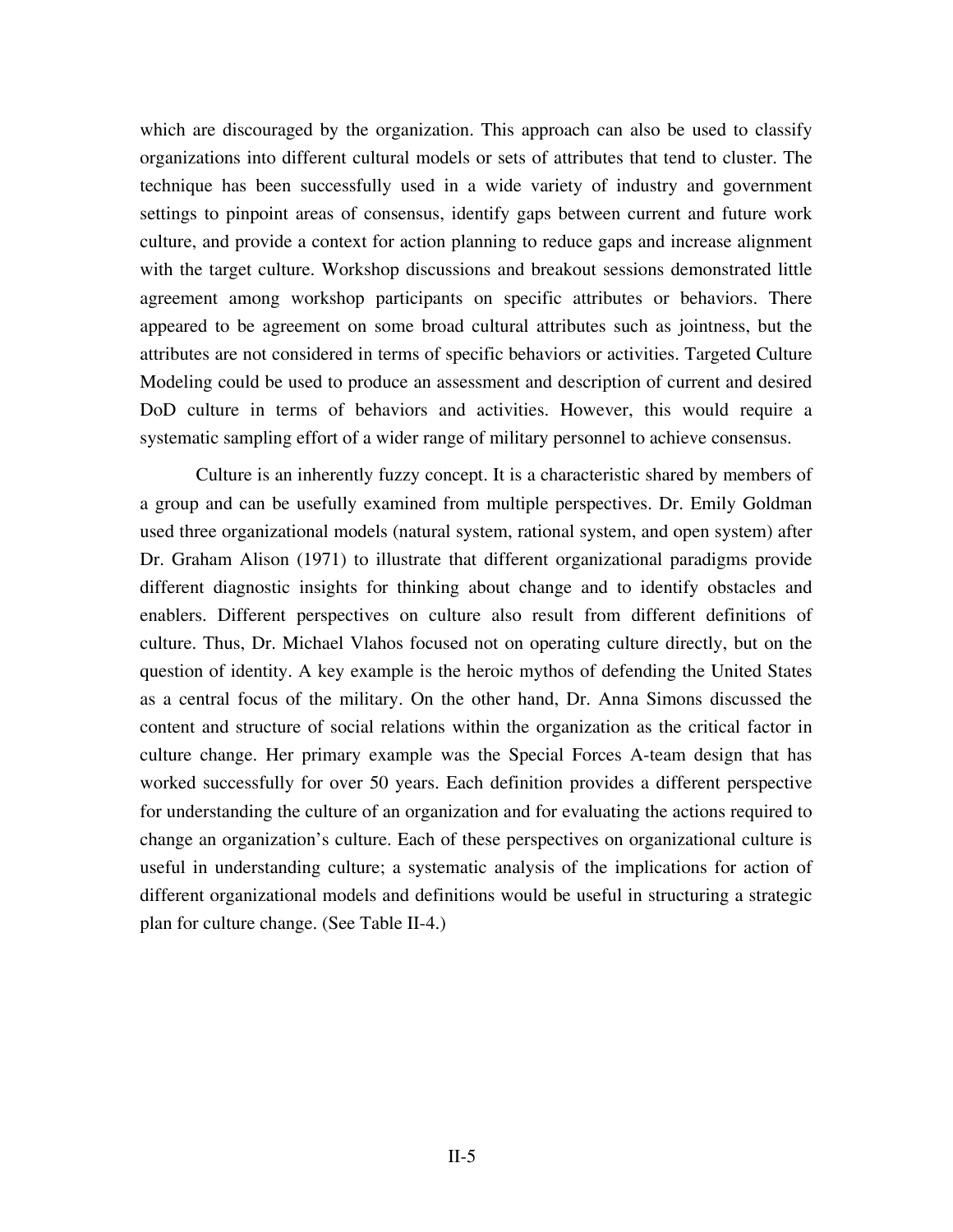which are discouraged by the organization. This approach can also be used to classify organizations into different cultural models or sets of attributes that tend to cluster. The technique has been successfully used in a wide variety of industry and government settings to pinpoint areas of consensus, identify gaps between current and future work culture, and provide a context for action planning to reduce gaps and increase alignment with the target culture. Workshop discussions and breakout sessions demonstrated little agreement among workshop participants on specific attributes or behaviors. There appeared to be agreement on some broad cultural attributes such as jointness, but the attributes are not considered in terms of specific behaviors or activities. Targeted Culture Modeling could be used to produce an assessment and description of current and desired DoD culture in terms of behaviors and activities. However, this would require a systematic sampling effort of a wider range of military personnel to achieve consensus.

Culture is an inherently fuzzy concept. It is a characteristic shared by members of a group and can be usefully examined from multiple perspectives. Dr. Emily Goldman used three organizational models (natural system, rational system, and open system) after Dr. Graham Alison (1971) to illustrate that different organizational paradigms provide different diagnostic insights for thinking about change and to identify obstacles and enablers. Different perspectives on culture also result from different definitions of culture. Thus, Dr. Michael Vlahos focused not on operating culture directly, but on the question of identity. A key example is the heroic mythos of defending the United States as a central focus of the military. On the other hand, Dr. Anna Simons discussed the content and structure of social relations within the organization as the critical factor in culture change. Her primary example was the Special Forces A-team design that has worked successfully for over 50 years. Each definition provides a different perspective for understanding the culture of an organization and for evaluating the actions required to change an organization's culture. Each of these perspectives on organizational culture is useful in understanding culture; a systematic analysis of the implications for action of different organizational models and definitions would be useful in structuring a strategic plan for culture change. (See Table II-4.)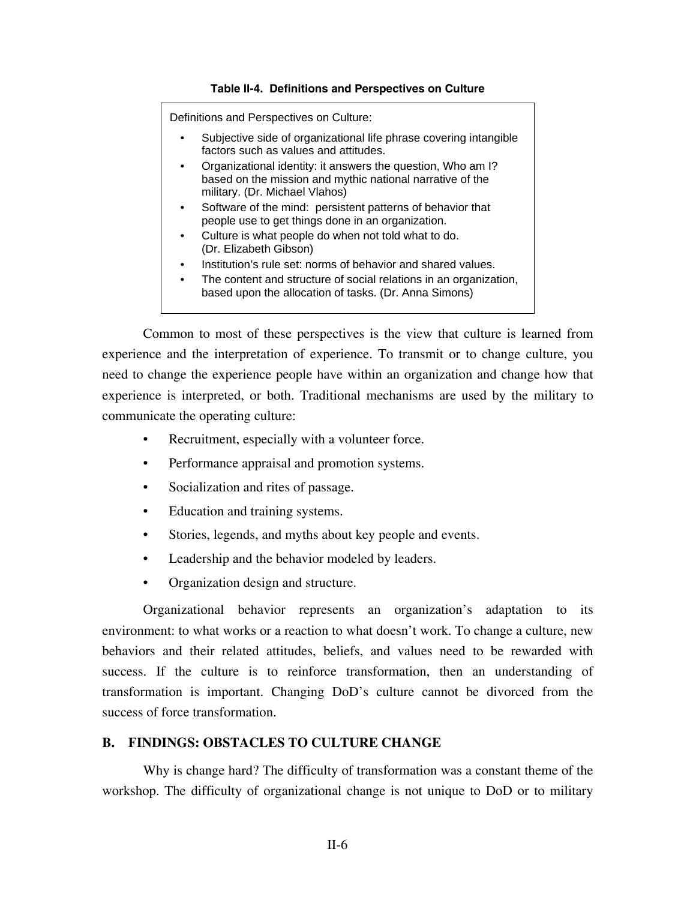**Table II-4. Definitions and Perspectives on Culture**

Definitions and Perspectives on Culture:

- Subjective side of organizational life phrase covering intangible factors such as values and attitudes.
- Organizational identity: it answers the question, Who am I? based on the mission and mythic national narrative of the military. (Dr. Michael Vlahos)
- Software of the mind: persistent patterns of behavior that people use to get things done in an organization.
- Culture is what people do when not told what to do. (Dr. Elizabeth Gibson)
- Institution's rule set: norms of behavior and shared values.
- The content and structure of social relations in an organization, based upon the allocation of tasks. (Dr. Anna Simons)

Common to most of these perspectives is the view that culture is learned from experience and the interpretation of experience. To transmit or to change culture, you need to change the experience people have within an organization and change how that experience is interpreted, or both. Traditional mechanisms are used by the military to communicate the operating culture:

- Recruitment, especially with a volunteer force.
- Performance appraisal and promotion systems.
- Socialization and rites of passage.
- Education and training systems.
- Stories, legends, and myths about key people and events.
- Leadership and the behavior modeled by leaders.
- Organization design and structure.

Organizational behavior represents an organization's adaptation to its environment: to what works or a reaction to what doesn't work. To change a culture, new behaviors and their related attitudes, beliefs, and values need to be rewarded with success. If the culture is to reinforce transformation, then an understanding of transformation is important. Changing DoD's culture cannot be divorced from the success of force transformation.

## B. FINDINGS: OBSTACLES TO CULTURE CHANGE

Why is change hard? The difficulty of transformation was a constant theme of the workshop. The difficulty of organizational change is not unique to DoD or to military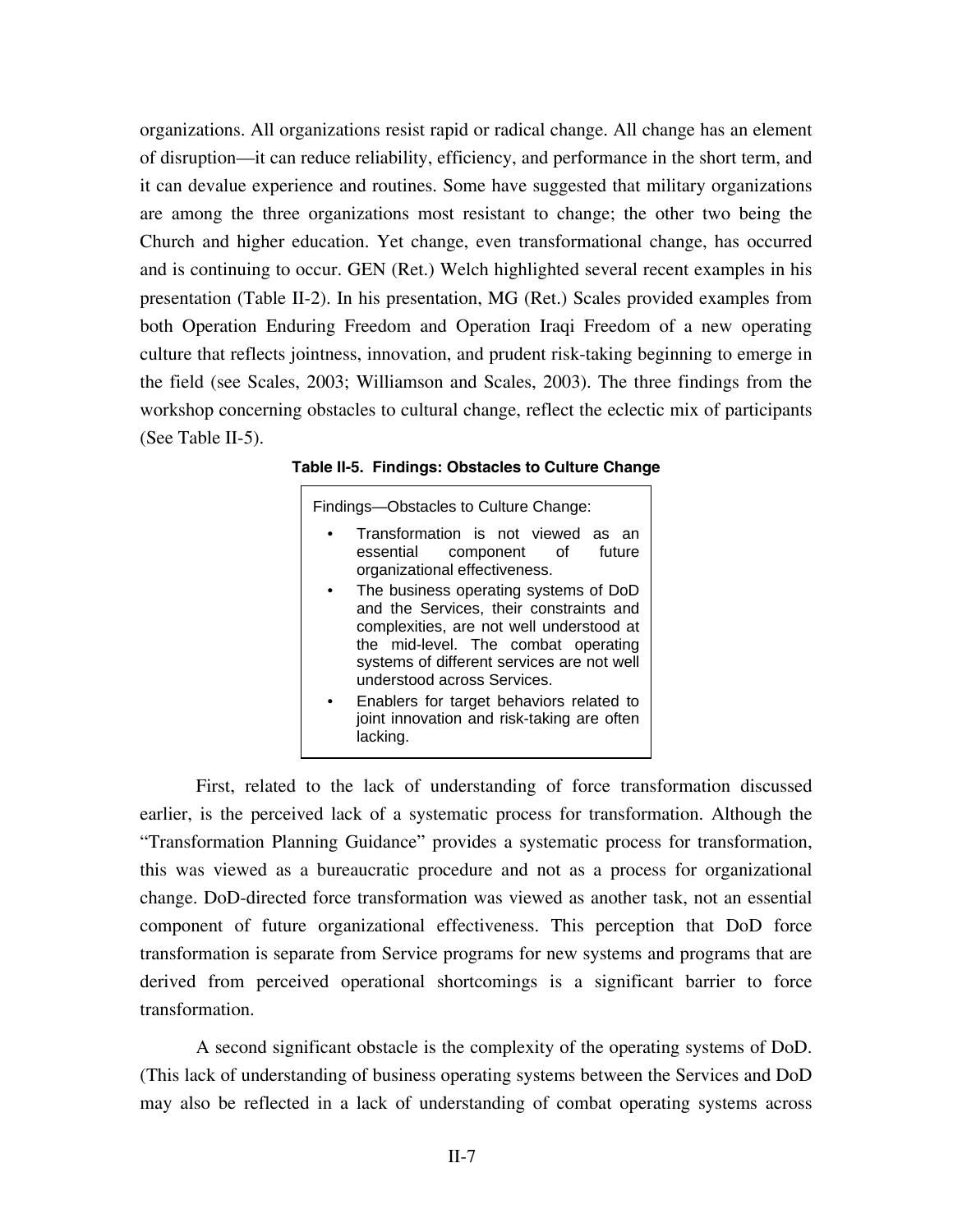organizations. All organizations resist rapid or radical change. All change has an element of disruption—it can reduce reliability, efficiency, and performance in the short term, and it can devalue experience and routines. Some have suggested that military organizations are among the three organizations most resistant to change; the other two being the Church and higher education. Yet change, even transformational change, has occurred and is continuing to occur. GEN (Ret.) Welch highlighted several recent examples in his presentation (Table II-2). In his presentation, MG (Ret.) Scales provided examples from both Operation Enduring Freedom and Operation Iraqi Freedom of a new operating culture that reflects jointness, innovation, and prudent risk-taking beginning to emerge in the field (see Scales, 2003; Williamson and Scales, 2003). The three findings from the workshop concerning obstacles to cultural change, reflect the eclectic mix of participants (See Table II-5).

**Table II-5. Findings: Obstacles to Culture Change**

Findings—Obstacles to Culture Change:

- Transformation is not viewed as an essential component of future organizational effectiveness.
- The business operating systems of DoD and the Services, their constraints and complexities, are not well understood at the mid-level. The combat operating systems of different services are not well understood across Services.
- Enablers for target behaviors related to joint innovation and risk-taking are often lacking.

First, related to the lack of understanding of force transformation discussed earlier, is the perceived lack of a systematic process for transformation. Although the "Transformation Planning Guidance" provides a systematic process for transformation, this was viewed as a bureaucratic procedure and not as a process for organizational change. DoD-directed force transformation was viewed as another task, not an essential component of future organizational effectiveness. This perception that DoD force transformation is separate from Service programs for new systems and programs that are derived from perceived operational shortcomings is a significant barrier to force transformation.

A second significant obstacle is the complexity of the operating systems of DoD. (This lack of understanding of business operating systems between the Services and DoD may also be reflected in a lack of understanding of combat operating systems across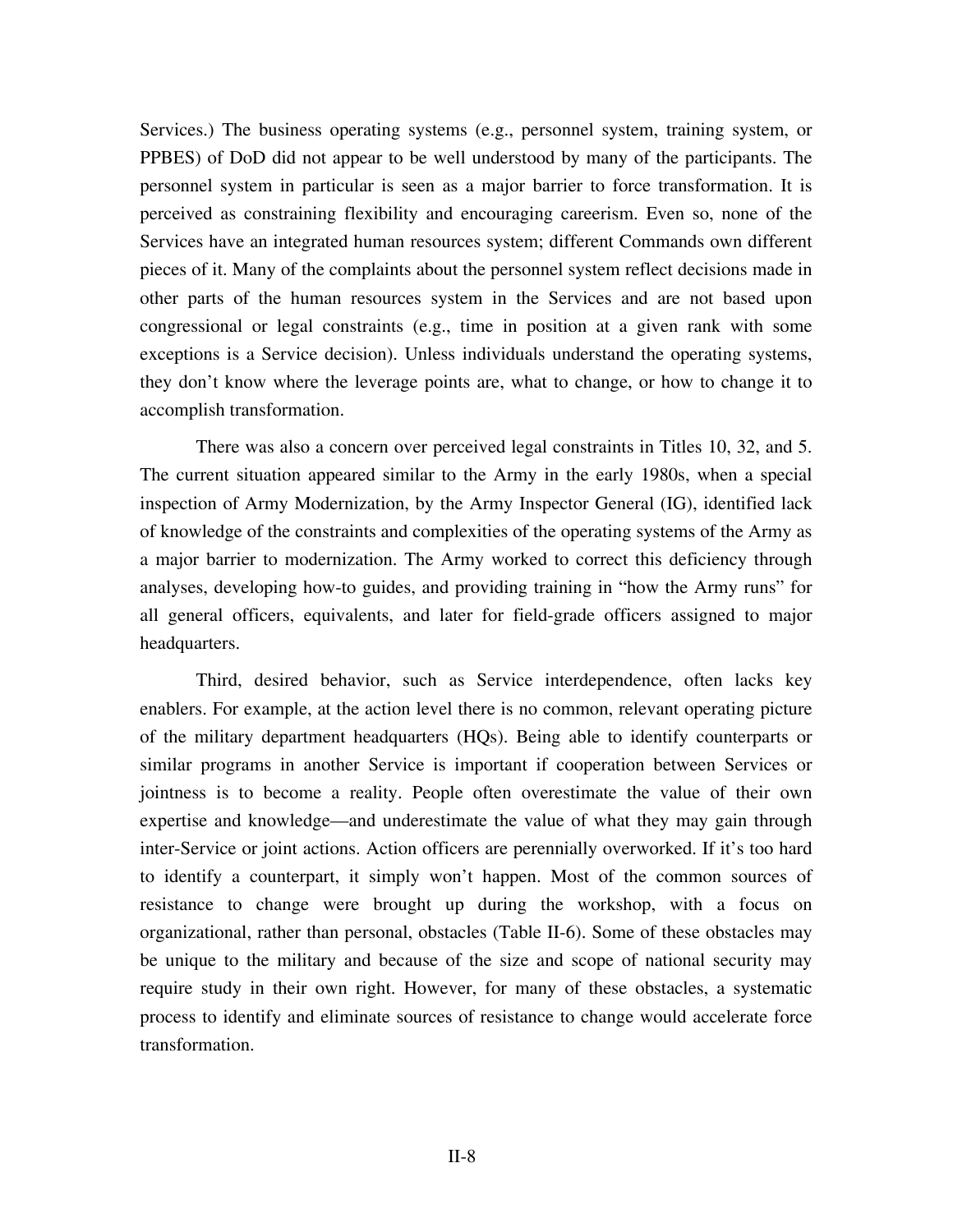Services.) The business operating systems (e.g., personnel system, training system, or PPBES) of DoD did not appear to be well understood by many of the participants. The personnel system in particular is seen as a major barrier to force transformation. It is perceived as constraining flexibility and encouraging careerism. Even so, none of the Services have an integrated human resources system; different Commands own different pieces of it. Many of the complaints about the personnel system reflect decisions made in other parts of the human resources system in the Services and are not based upon congressional or legal constraints (e.g., time in position at a given rank with some exceptions is a Service decision). Unless individuals understand the operating systems, they don't know where the leverage points are, what to change, or how to change it to accomplish transformation.

There was also a concern over perceived legal constraints in Titles 10, 32, and 5. The current situation appeared similar to the Army in the early 1980s, when a special inspection of Army Modernization, by the Army Inspector General (IG), identified lack of knowledge of the constraints and complexities of the operating systems of the Army as a major barrier to modernization. The Army worked to correct this deficiency through analyses, developing how-to guides, and providing training in "how the Army runs" for all general officers, equivalents, and later for field-grade officers assigned to major headquarters.

Third, desired behavior, such as Service interdependence, often lacks key enablers. For example, at the action level there is no common, relevant operating picture of the military department headquarters (HQs). Being able to identify counterparts or similar programs in another Service is important if cooperation between Services or jointness is to become a reality. People often overestimate the value of their own expertise and knowledge—and underestimate the value of what they may gain through inter-Service or joint actions. Action officers are perennially overworked. If it's too hard to identify a counterpart, it simply won't happen. Most of the common sources of resistance to change were brought up during the workshop, with a focus on organizational, rather than personal, obstacles (Table II-6). Some of these obstacles may be unique to the military and because of the size and scope of national security may require study in their own right. However, for many of these obstacles, a systematic process to identify and eliminate sources of resistance to change would accelerate force transformation.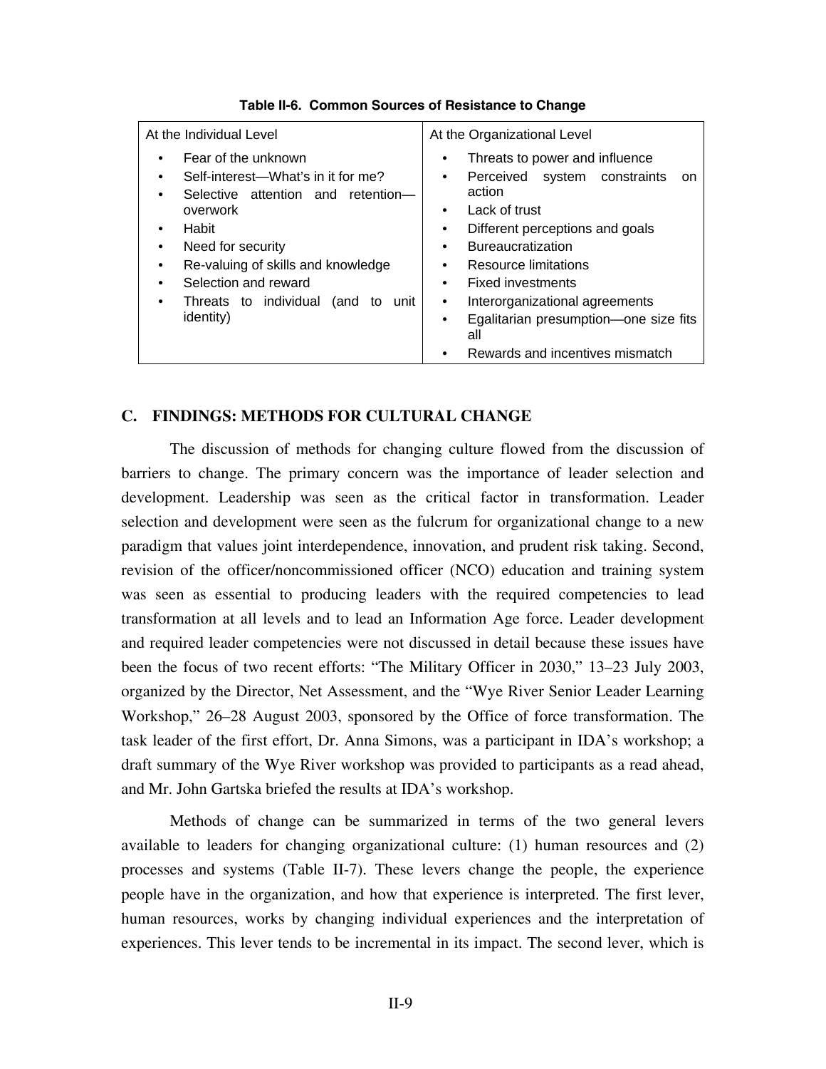**Table II-6. Common Sources of Resistance to Change**

| At the Individual Level | At the Organizational Level |
|---|---|
| • Fear of the unknown<br>• Self-interest—What's in it for me?<br>• Selective attention and retention—overwork<br>• Habit<br>• Need for security<br>• Re-valuing of skills and knowledge<br>• Selection and reward<br>• Threats to individual (and to unit identity) | • Threats to power and influence<br>• Perceived system constraints on action<br>• Lack of trust<br>• Different perceptions and goals<br>• Bureaucratization<br>• Resource limitations<br>• Fixed investments<br>• Interorganizational agreements<br>• Egalitarian presumption—one size fits all<br>• Rewards and incentives mismatch |

## C. FINDINGS: METHODS FOR CULTURAL CHANGE

The discussion of methods for changing culture flowed from the discussion of barriers to change. The primary concern was the importance of leader selection and development. Leadership was seen as the critical factor in transformation. Leader selection and development were seen as the fulcrum for organizational change to a new paradigm that values joint interdependence, innovation, and prudent risk taking. Second, revision of the officer/noncommissioned officer (NCO) education and training system was seen as essential to producing leaders with the required competencies to lead transformation at all levels and to lead an Information Age force. Leader development and required leader competencies were not discussed in detail because these issues have been the focus of two recent efforts: "The Military Officer in 2030," 13–23 July 2003, organized by the Director, Net Assessment, and the "Wye River Senior Leader Learning Workshop," 26–28 August 2003, sponsored by the Office of force transformation. The task leader of the first effort, Dr. Anna Simons, was a participant in IDA's workshop; a draft summary of the Wye River workshop was provided to participants as a read ahead, and Mr. John Gartska briefed the results at IDA's workshop.

Methods of change can be summarized in terms of the two general levers available to leaders for changing organizational culture: (1) human resources and (2) processes and systems (Table II-7). These levers change the people, the experience people have in the organization, and how that experience is interpreted. The first lever, human resources, works by changing individual experiences and the interpretation of experiences. This lever tends to be incremental in its impact. The second lever, which is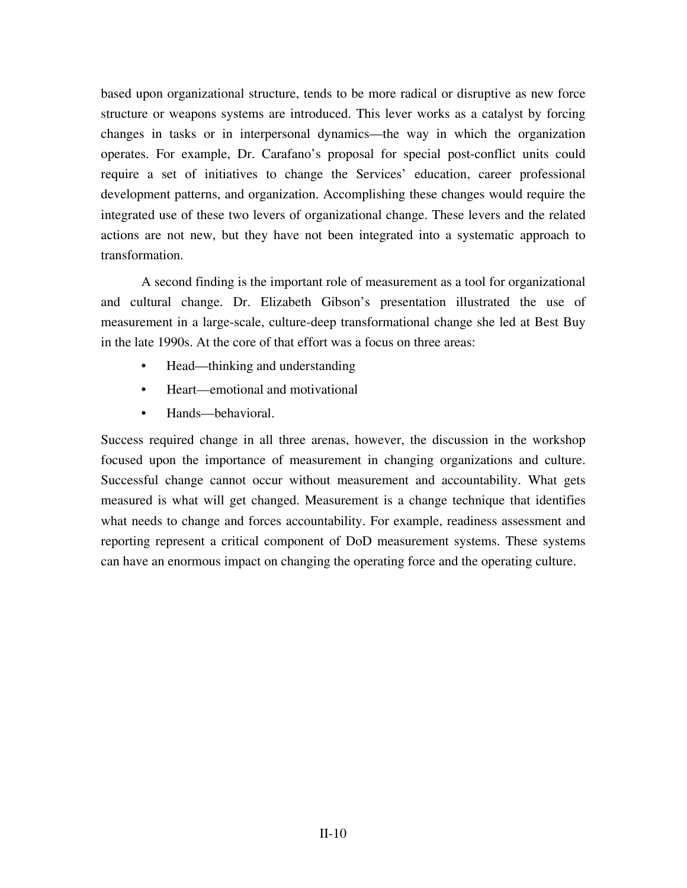based upon organizational structure, tends to be more radical or disruptive as new force structure or weapons systems are introduced. This lever works as a catalyst by forcing changes in tasks or in interpersonal dynamics—the way in which the organization operates. For example, Dr. Carafano's proposal for special post-conflict units could require a set of initiatives to change the Services' education, career professional development patterns, and organization. Accomplishing these changes would require the integrated use of these two levers of organizational change. These levers and the related actions are not new, but they have not been integrated into a systematic approach to transformation.

A second finding is the important role of measurement as a tool for organizational and cultural change. Dr. Elizabeth Gibson's presentation illustrated the use of measurement in a large-scale, culture-deep transformational change she led at Best Buy in the late 1990s. At the core of that effort was a focus on three areas:

- Head—thinking and understanding
- Heart—emotional and motivational
- Hands—behavioral.

Success required change in all three arenas, however, the discussion in the workshop focused upon the importance of measurement in changing organizations and culture. Successful change cannot occur without measurement and accountability. What gets measured is what will get changed. Measurement is a change technique that identifies what needs to change and forces accountability. For example, readiness assessment and reporting represent a critical component of DoD measurement systems. These systems can have an enormous impact on changing the operating force and the operating culture.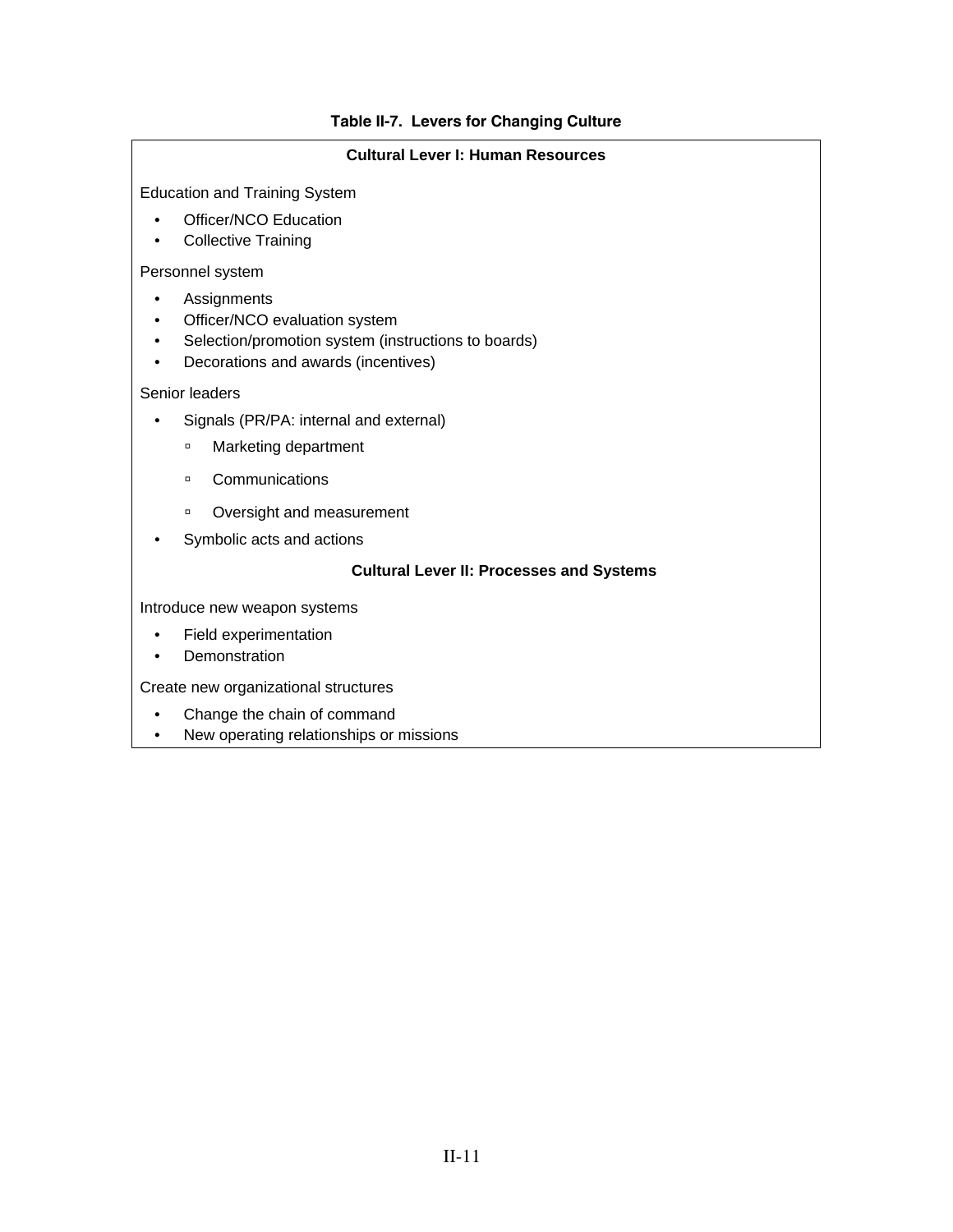**Table II-7. Levers for Changing Culture**

**Cultural Lever I: Human Resources**

Education and Training System

- Officer/NCO Education
- Collective Training

Personnel system

- Assignments
- Officer/NCO evaluation system
- Selection/promotion system (instructions to boards)
- Decorations and awards (incentives)

Senior leaders

- Signals (PR/PA: internal and external)
  - Marketing department
  - Communications
  - Oversight and measurement
- Symbolic acts and actions

**Cultural Lever II: Processes and Systems**

Introduce new weapon systems

- Field experimentation
- Demonstration

Create new organizational structures

- Change the chain of command
- New operating relationships or missions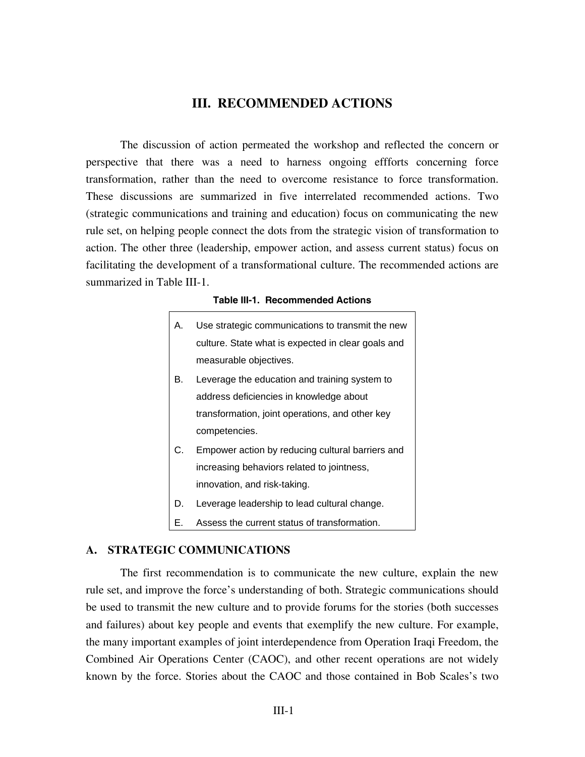# III. RECOMMENDED ACTIONS

The discussion of action permeated the workshop and reflected the concern or perspective that there was a need to harness ongoing effforts concerning force transformation, rather than the need to overcome resistance to force transformation. These discussions are summarized in five interrelated recommended actions. Two (strategic communications and training and education) focus on communicating the new rule set, on helping people connect the dots from the strategic vision of transformation to action. The other three (leadership, empower action, and assess current status) focus on facilitating the development of a transformational culture. The recommended actions are summarized in Table III-1.

**Table III-1. Recommended Actions**

| | |
|---|---|
| A. | Use strategic communications to transmit the new culture. State what is expected in clear goals and measurable objectives. |
| B. | Leverage the education and training system to address deficiencies in knowledge about transformation, joint operations, and other key competencies. |
| C. | Empower action by reducing cultural barriers and increasing behaviors related to jointness, innovation, and risk-taking. |
| D. | Leverage leadership to lead cultural change. |
| E. | Assess the current status of transformation. |

## A. STRATEGIC COMMUNICATIONS

The first recommendation is to communicate the new culture, explain the new rule set, and improve the force's understanding of both. Strategic communications should be used to transmit the new culture and to provide forums for the stories (both successes and failures) about key people and events that exemplify the new culture. For example, the many important examples of joint interdependence from Operation Iraqi Freedom, the Combined Air Operations Center (CAOC), and other recent operations are not widely known by the force. Stories about the CAOC and those contained in Bob Scales's two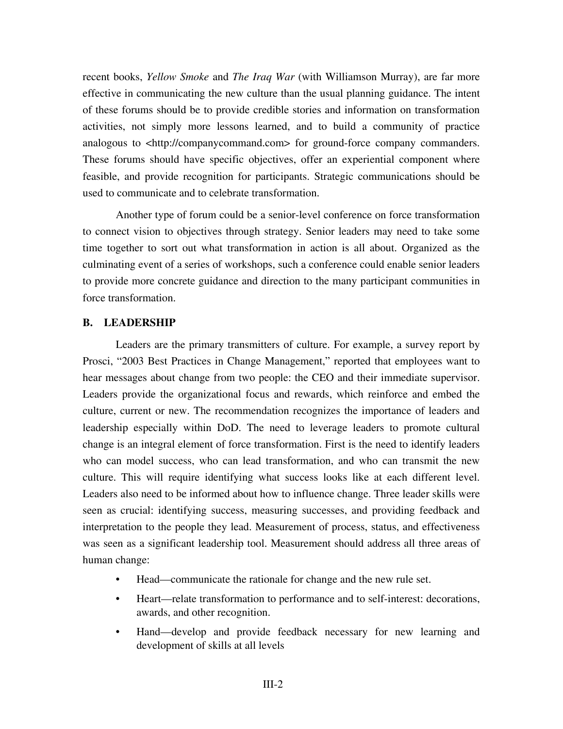recent books, *Yellow Smoke* and *The Iraq War* (with Williamson Murray), are far more effective in communicating the new culture than the usual planning guidance. The intent of these forums should be to provide credible stories and information on transformation activities, not simply more lessons learned, and to build a community of practice analogous to <http://companycommand.com> for ground-force company commanders. These forums should have specific objectives, offer an experiential component where feasible, and provide recognition for participants. Strategic communications should be used to communicate and to celebrate transformation.

Another type of forum could be a senior-level conference on force transformation to connect vision to objectives through strategy. Senior leaders may need to take some time together to sort out what transformation in action is all about. Organized as the culminating event of a series of workshops, such a conference could enable senior leaders to provide more concrete guidance and direction to the many participant communities in force transformation.

### B. LEADERSHIP

Leaders are the primary transmitters of culture. For example, a survey report by Prosci, "2003 Best Practices in Change Management," reported that employees want to hear messages about change from two people: the CEO and their immediate supervisor. Leaders provide the organizational focus and rewards, which reinforce and embed the culture, current or new. The recommendation recognizes the importance of leaders and leadership especially within DoD. The need to leverage leaders to promote cultural change is an integral element of force transformation. First is the need to identify leaders who can model success, who can lead transformation, and who can transmit the new culture. This will require identifying what success looks like at each different level. Leaders also need to be informed about how to influence change. Three leader skills were seen as crucial: identifying success, measuring successes, and providing feedback and interpretation to the people they lead. Measurement of process, status, and effectiveness was seen as a significant leadership tool. Measurement should address all three areas of human change:

- Head—communicate the rationale for change and the new rule set.
- Heart—relate transformation to performance and to self-interest: decorations, awards, and other recognition.
- Hand—develop and provide feedback necessary for new learning and development of skills at all levels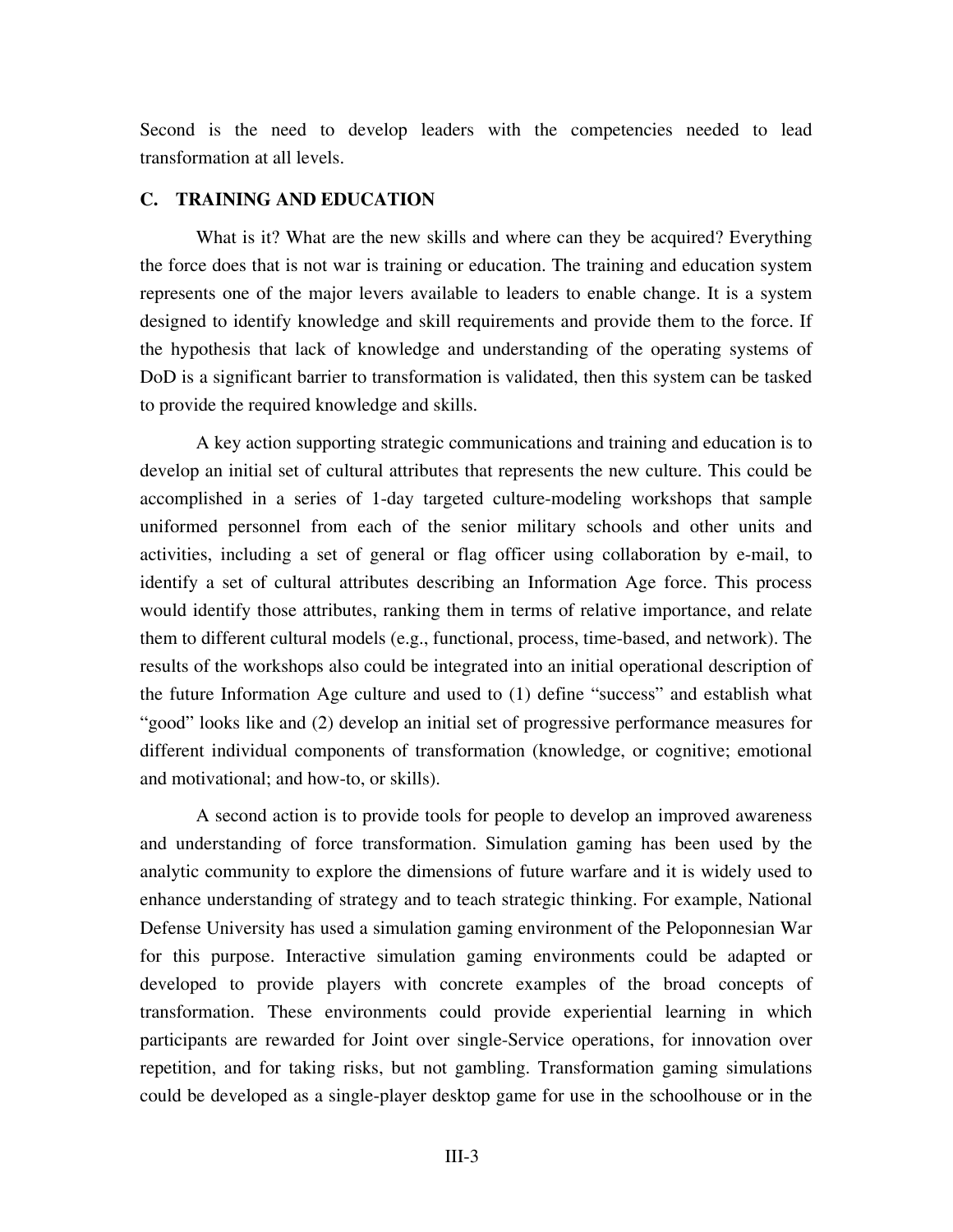Second is the need to develop leaders with the competencies needed to lead transformation at all levels.

### C. TRAINING AND EDUCATION

What is it? What are the new skills and where can they be acquired? Everything the force does that is not war is training or education. The training and education system represents one of the major levers available to leaders to enable change. It is a system designed to identify knowledge and skill requirements and provide them to the force. If the hypothesis that lack of knowledge and understanding of the operating systems of DoD is a significant barrier to transformation is validated, then this system can be tasked to provide the required knowledge and skills.

A key action supporting strategic communications and training and education is to develop an initial set of cultural attributes that represents the new culture. This could be accomplished in a series of 1-day targeted culture-modeling workshops that sample uniformed personnel from each of the senior military schools and other units and activities, including a set of general or flag officer using collaboration by e-mail, to identify a set of cultural attributes describing an Information Age force. This process would identify those attributes, ranking them in terms of relative importance, and relate them to different cultural models (e.g., functional, process, time-based, and network). The results of the workshops also could be integrated into an initial operational description of the future Information Age culture and used to (1) define "success" and establish what "good" looks like and (2) develop an initial set of progressive performance measures for different individual components of transformation (knowledge, or cognitive; emotional and motivational; and how-to, or skills).

A second action is to provide tools for people to develop an improved awareness and understanding of force transformation. Simulation gaming has been used by the analytic community to explore the dimensions of future warfare and it is widely used to enhance understanding of strategy and to teach strategic thinking. For example, National Defense University has used a simulation gaming environment of the Peloponnesian War for this purpose. Interactive simulation gaming environments could be adapted or developed to provide players with concrete examples of the broad concepts of transformation. These environments could provide experiential learning in which participants are rewarded for Joint over single-Service operations, for innovation over repetition, and for taking risks, but not gambling. Transformation gaming simulations could be developed as a single-player desktop game for use in the schoolhouse or in the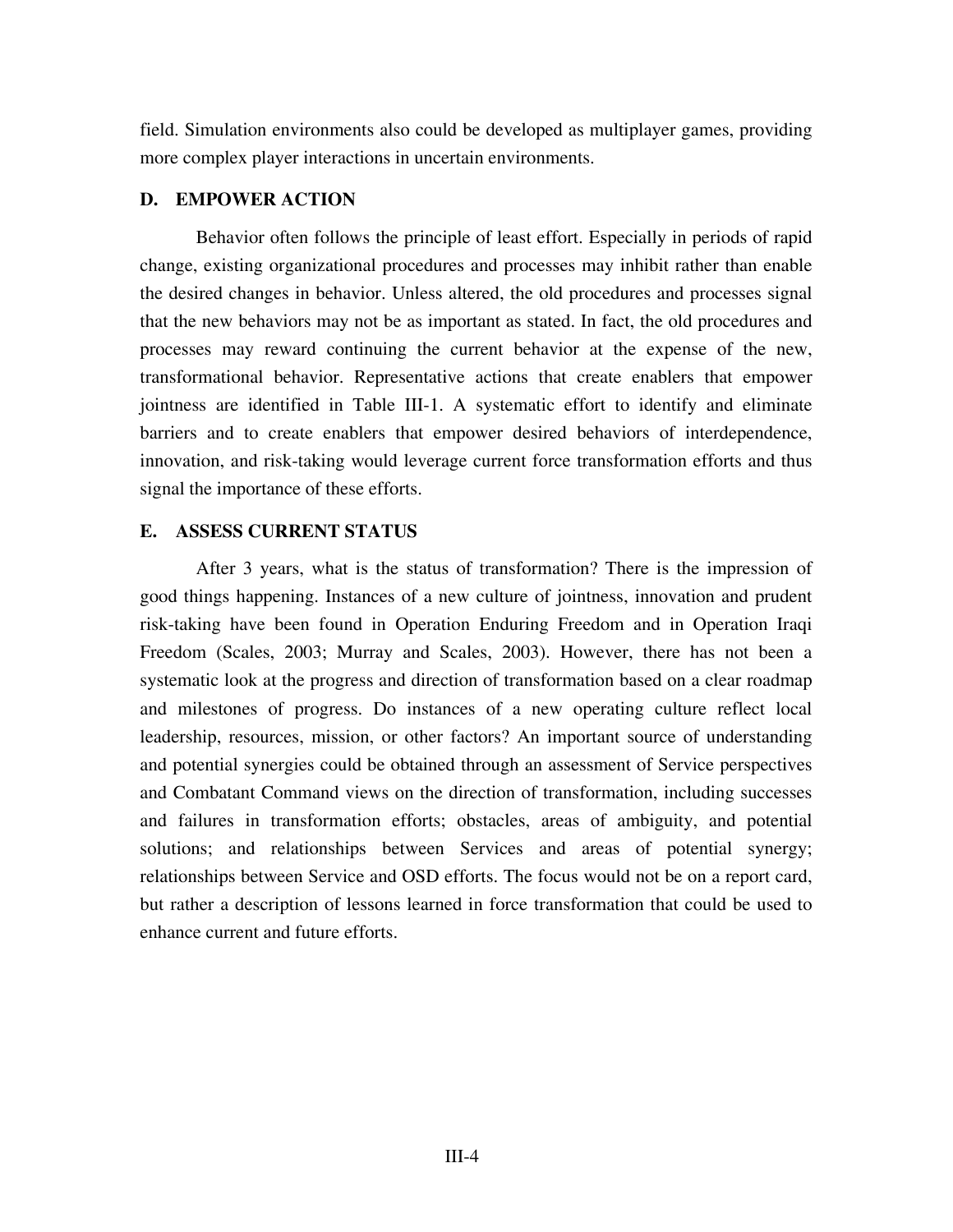field. Simulation environments also could be developed as multiplayer games, providing more complex player interactions in uncertain environments.

## D. EMPOWER ACTION

Behavior often follows the principle of least effort. Especially in periods of rapid change, existing organizational procedures and processes may inhibit rather than enable the desired changes in behavior. Unless altered, the old procedures and processes signal that the new behaviors may not be as important as stated. In fact, the old procedures and processes may reward continuing the current behavior at the expense of the new, transformational behavior. Representative actions that create enablers that empower jointness are identified in Table III-1. A systematic effort to identify and eliminate barriers and to create enablers that empower desired behaviors of interdependence, innovation, and risk-taking would leverage current force transformation efforts and thus signal the importance of these efforts.

## E. ASSESS CURRENT STATUS

After 3 years, what is the status of transformation? There is the impression of good things happening. Instances of a new culture of jointness, innovation and prudent risk-taking have been found in Operation Enduring Freedom and in Operation Iraqi Freedom (Scales, 2003; Murray and Scales, 2003). However, there has not been a systematic look at the progress and direction of transformation based on a clear roadmap and milestones of progress. Do instances of a new operating culture reflect local leadership, resources, mission, or other factors? An important source of understanding and potential synergies could be obtained through an assessment of Service perspectives and Combatant Command views on the direction of transformation, including successes and failures in transformation efforts; obstacles, areas of ambiguity, and potential solutions; and relationships between Services and areas of potential synergy; relationships between Service and OSD efforts. The focus would not be on a report card, but rather a description of lessons learned in force transformation that could be used to enhance current and future efforts.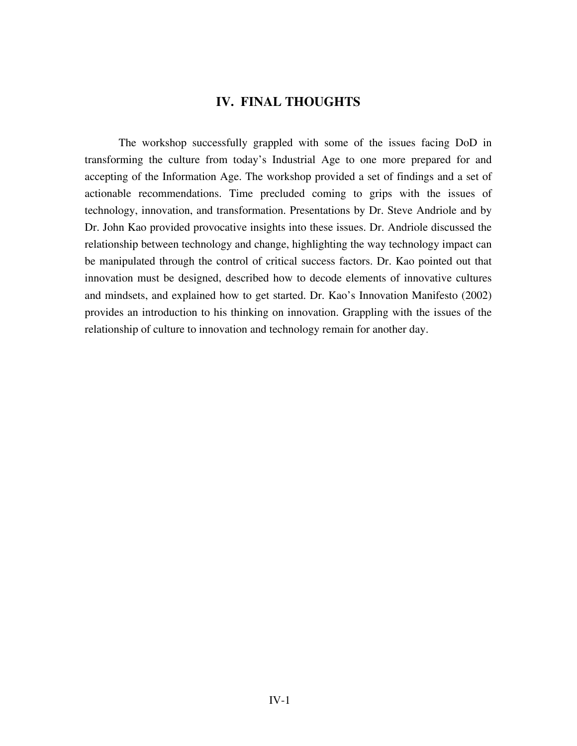# IV. FINAL THOUGHTS

The workshop successfully grappled with some of the issues facing DoD in transforming the culture from today's Industrial Age to one more prepared for and accepting of the Information Age. The workshop provided a set of findings and a set of actionable recommendations. Time precluded coming to grips with the issues of technology, innovation, and transformation. Presentations by Dr. Steve Andriole and by Dr. John Kao provided provocative insights into these issues. Dr. Andriole discussed the relationship between technology and change, highlighting the way technology impact can be manipulated through the control of critical success factors. Dr. Kao pointed out that innovation must be designed, described how to decode elements of innovative cultures and mindsets, and explained how to get started. Dr. Kao's Innovation Manifesto (2002) provides an introduction to his thinking on innovation. Grappling with the issues of the relationship of culture to innovation and technology remain for another day.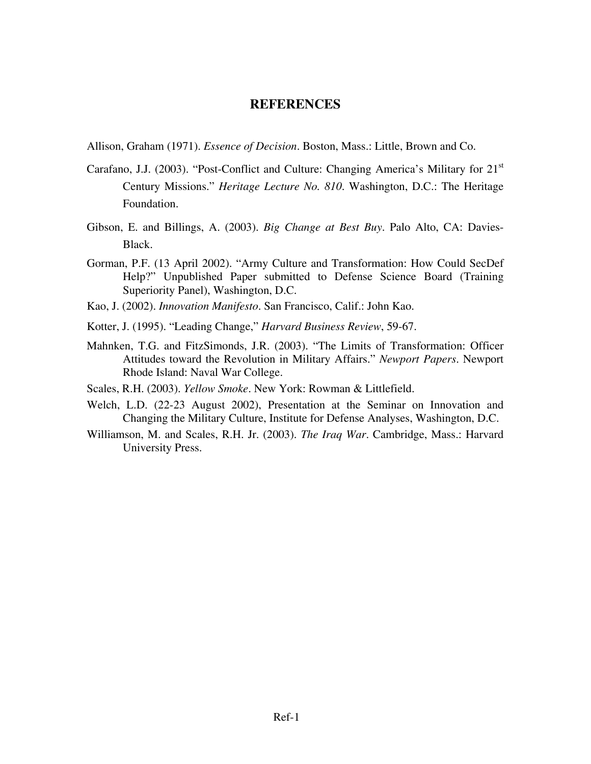# REFERENCES

Allison, Graham (1971). *Essence of Decision*. Boston, Mass.: Little, Brown and Co.

Carafano, J.J. (2003). "Post-Conflict and Culture: Changing America's Military for 21st Century Missions." *Heritage Lecture No. 810*. Washington, D.C.: The Heritage Foundation.

Gibson, E. and Billings, A. (2003). *Big Change at Best Buy*. Palo Alto, CA: Davies-Black.

Gorman, P.F. (13 April 2002). "Army Culture and Transformation: How Could SecDef Help?" Unpublished Paper submitted to Defense Science Board (Training Superiority Panel), Washington, D.C.

Kao, J. (2002). *Innovation Manifesto*. San Francisco, Calif.: John Kao.

Kotter, J. (1995). "Leading Change," *Harvard Business Review*, 59-67.

Mahnken, T.G. and FitzSimonds, J.R. (2003). "The Limits of Transformation: Officer Attitudes toward the Revolution in Military Affairs." *Newport Papers*. Newport Rhode Island: Naval War College.

Scales, R.H. (2003). *Yellow Smoke*. New York: Rowman & Littlefield.

Welch, L.D. (22-23 August 2002), Presentation at the Seminar on Innovation and Changing the Military Culture, Institute for Defense Analyses, Washington, D.C.

Williamson, M. and Scales, R.H. Jr. (2003). *The Iraq War*. Cambridge, Mass.: Harvard University Press.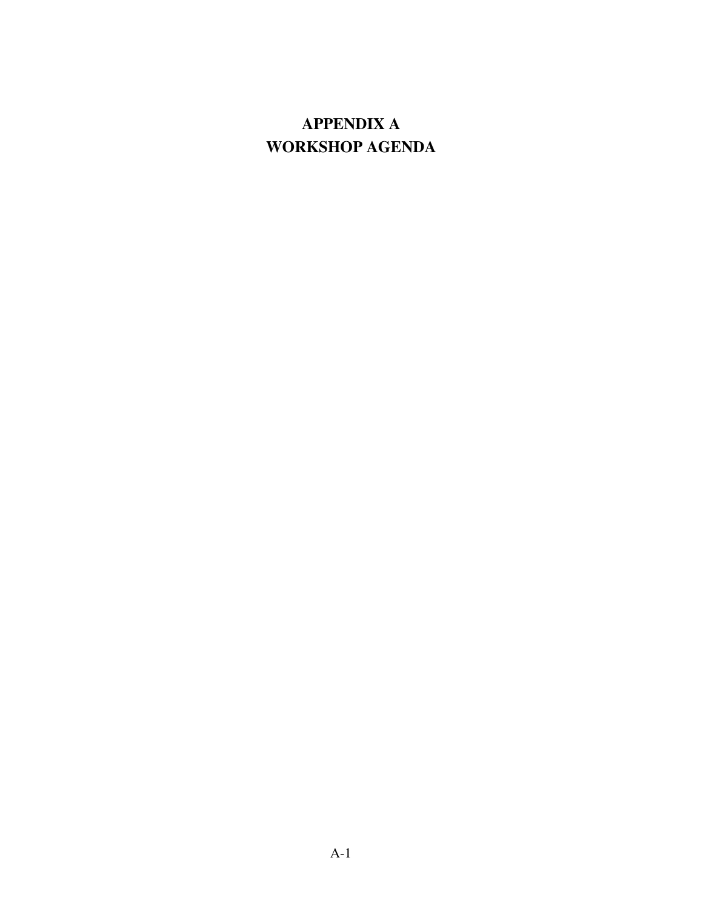# APPENDIX A
# WORKSHOP AGENDA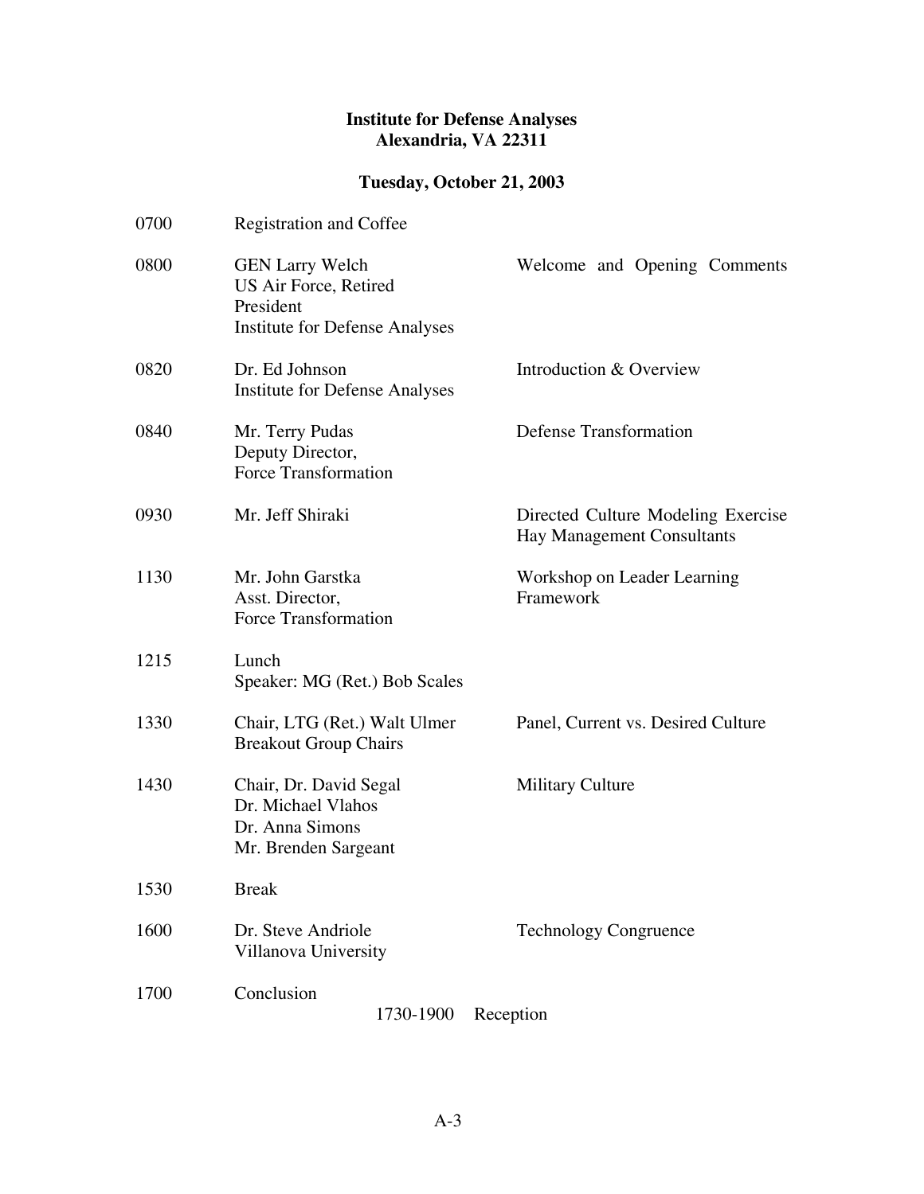**Institute for Defense Analyses**
**Alexandria, VA 22311**

**Tuesday, October 21, 2003**

| | | |
|---|---|---|
| 0700 | Registration and Coffee | |
| 0800 | GEN Larry Welch<br>US Air Force, Retired<br>President<br>Institute for Defense Analyses | Welcome and Opening Comments |
| 0820 | Dr. Ed Johnson<br>Institute for Defense Analyses | Introduction & Overview |
| 0840 | Mr. Terry Pudas<br>Deputy Director,<br>Force Transformation | Defense Transformation |
| 0930 | Mr. Jeff Shiraki | Directed Culture Modeling Exercise<br>Hay Management Consultants |
| 1130 | Mr. John Garstka<br>Asst. Director,<br>Force Transformation | Workshop on Leader Learning Framework |
| 1215 | Lunch<br>Speaker: MG (Ret.) Bob Scales | |
| 1330 | Chair, LTG (Ret.) Walt Ulmer<br>Breakout Group Chairs | Panel, Current vs. Desired Culture |
| 1430 | Chair, Dr. David Segal<br>Dr. Michael Vlahos<br>Dr. Anna Simons<br>Mr. Brenden Sargeant | Military Culture |
| 1530 | Break | |
| 1600 | Dr. Steve Andriole<br>Villanova University | Technology Congruence |
| 1700 | Conclusion | |

1730-1900 Reception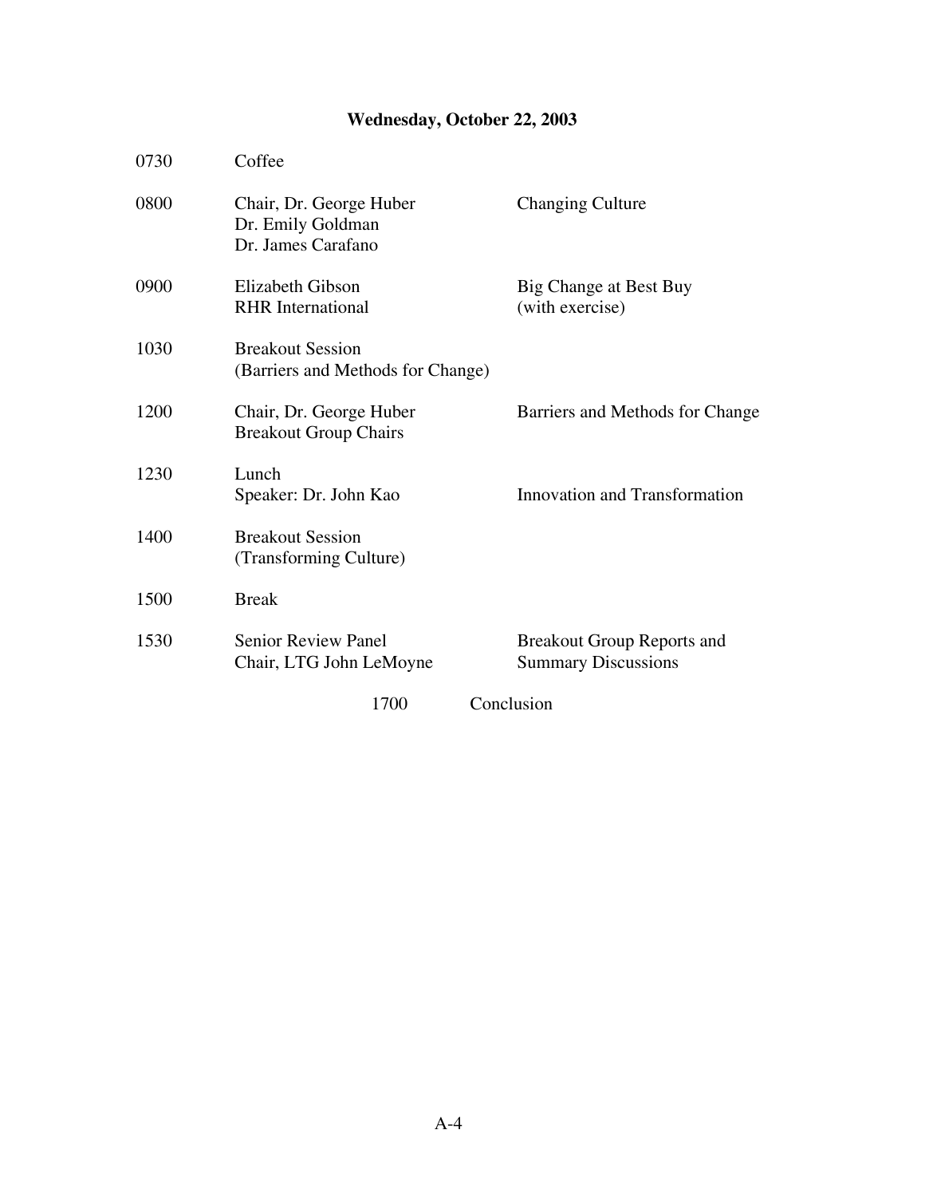**Wednesday, October 22, 2003**

| | | |
|---|---|---|
| 0730 | Coffee | |
| 0800 | Chair, Dr. George Huber<br>Dr. Emily Goldman<br>Dr. James Carafano | Changing Culture |
| 0900 | Elizabeth Gibson<br>RHR International | Big Change at Best Buy<br>(with exercise) |
| 1030 | Breakout Session<br>(Barriers and Methods for Change) | |
| 1200 | Chair, Dr. George Huber<br>Breakout Group Chairs | Barriers and Methods for Change |
| 1230 | Lunch<br>Speaker: Dr. John Kao | Innovation and Transformation |
| 1400 | Breakout Session<br>(Transforming Culture) | |
| 1500 | Break | |
| 1530 | Senior Review Panel<br>Chair, LTG John LeMoyne | Breakout Group Reports and<br>Summary Discussions |
| 1700 | Conclusion | |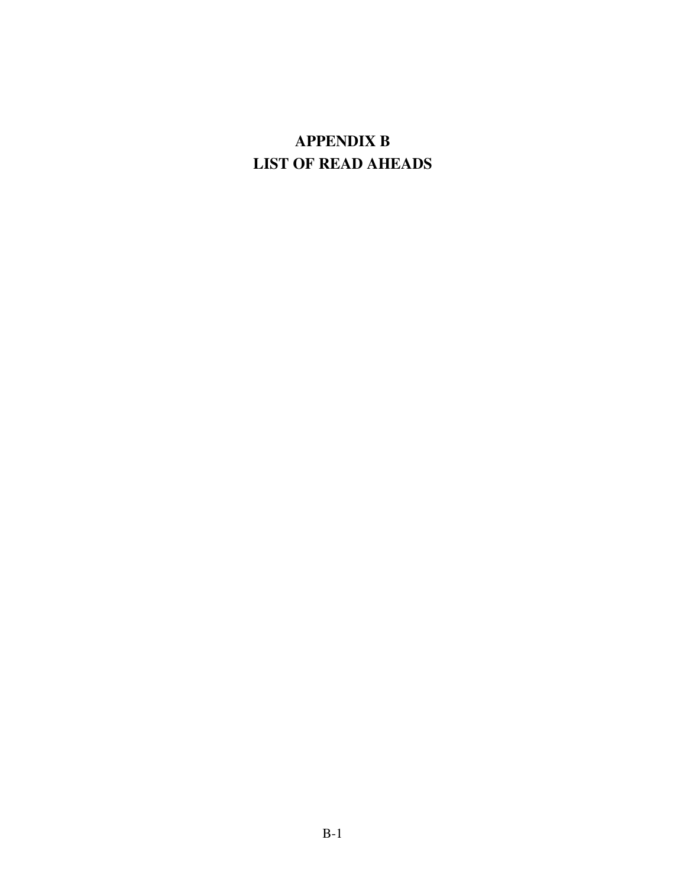# APPENDIX B
# LIST OF READ AHEADS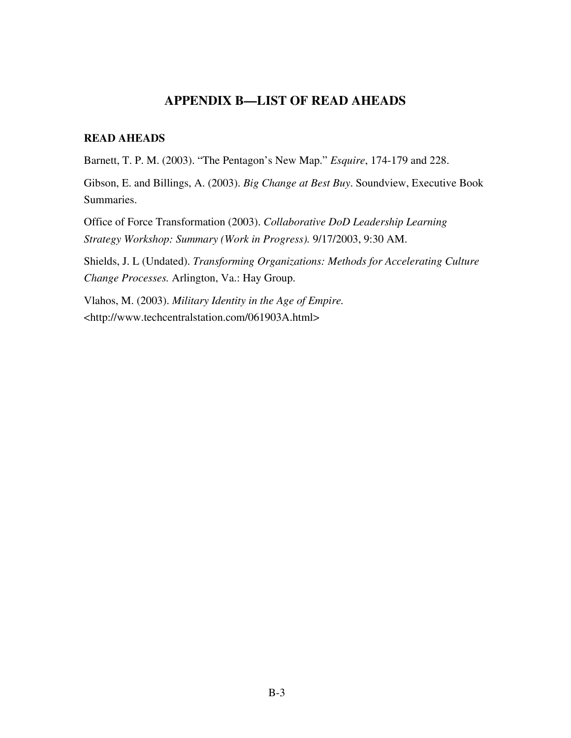# APPENDIX B—LIST OF READ AHEADS

## READ AHEADS

Barnett, T. P. M. (2003). "The Pentagon's New Map." *Esquire*, 174-179 and 228.

Gibson, E. and Billings, A. (2003). *Big Change at Best Buy*. Soundview, Executive Book Summaries.

Office of Force Transformation (2003). *Collaborative DoD Leadership Learning Strategy Workshop: Summary (Work in Progress).* 9/17/2003, 9:30 AM.

Shields, J. L (Undated). *Transforming Organizations: Methods for Accelerating Culture Change Processes.* Arlington, Va.: Hay Group.

Vlahos, M. (2003). *Military Identity in the Age of Empire.* <http://www.techcentralstation.com/061903A.html>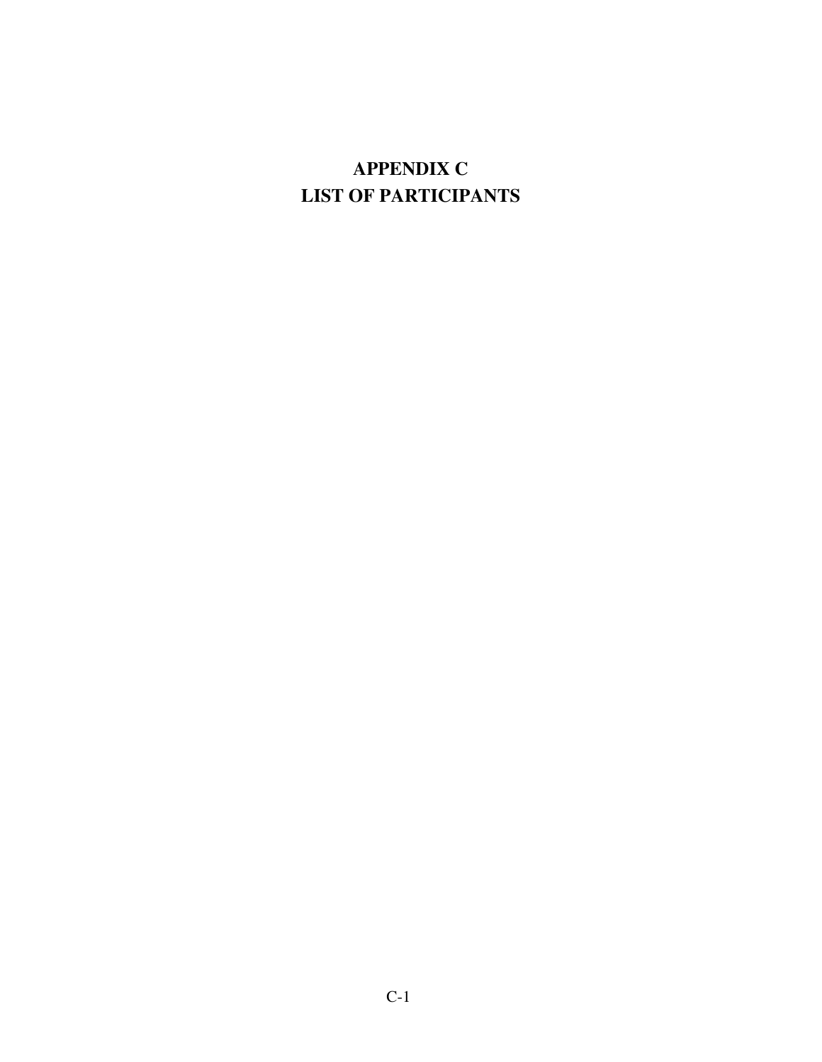# APPENDIX C
# LIST OF PARTICIPANTS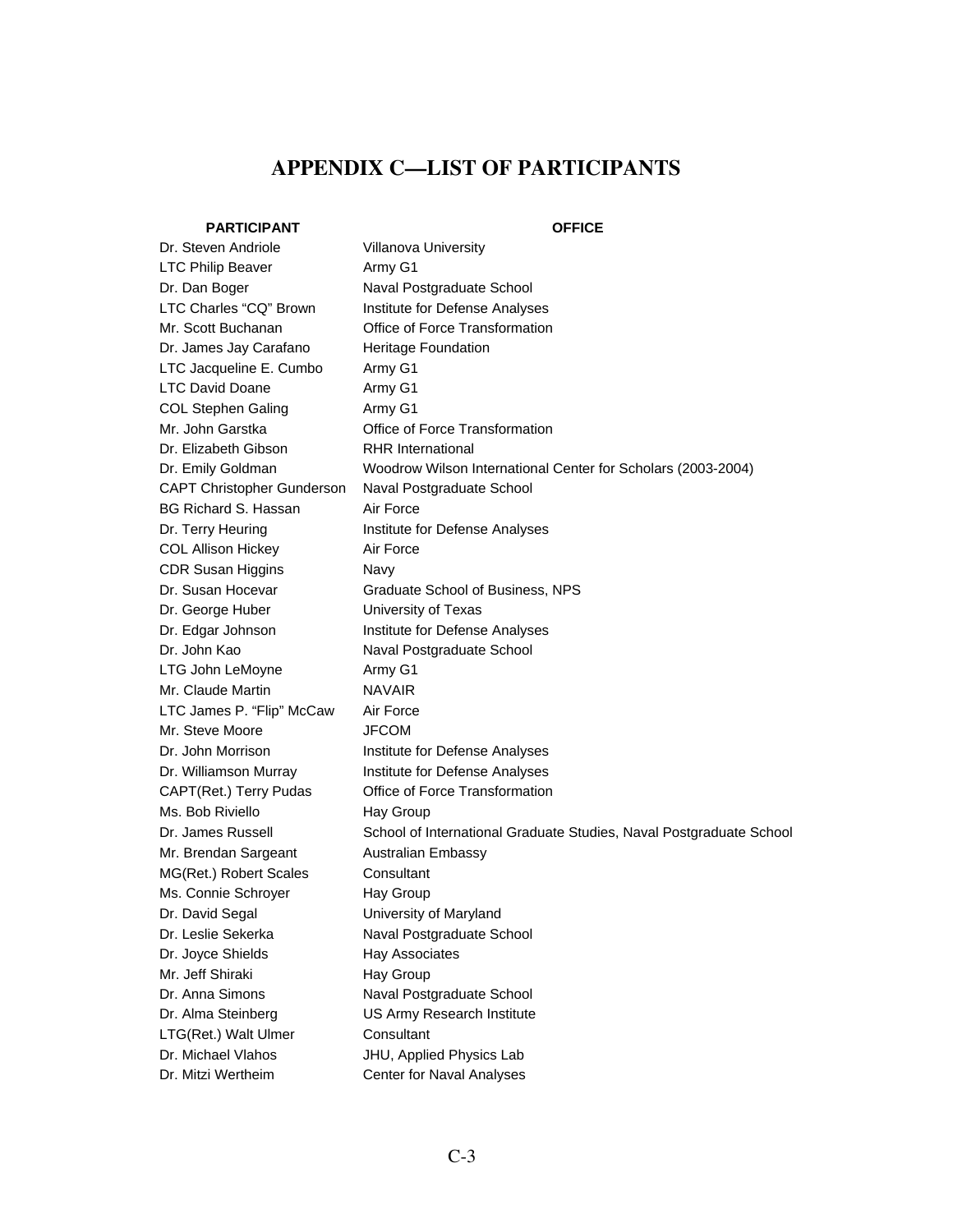# APPENDIX C—LIST OF PARTICIPANTS

| PARTICIPANT | OFFICE |
|---|---|
| Dr. Steven Andriole | Villanova University |
| LTC Philip Beaver | Army G1 |
| Dr. Dan Boger | Naval Postgraduate School |
| LTC Charles "CQ" Brown | Institute for Defense Analyses |
| Mr. Scott Buchanan | Office of Force Transformation |
| Dr. James Jay Carafano | Heritage Foundation |
| LTC Jacqueline E. Cumbo | Army G1 |
| LTC David Doane | Army G1 |
| COL Stephen Galing | Army G1 |
| Mr. John Garstka | Office of Force Transformation |
| Dr. Elizabeth Gibson | RHR International |
| Dr. Emily Goldman | Woodrow Wilson International Center for Scholars (2003-2004) |
| CAPT Christopher Gunderson | Naval Postgraduate School |
| BG Richard S. Hassan | Air Force |
| Dr. Terry Heuring | Institute for Defense Analyses |
| COL Allison Hickey | Air Force |
| CDR Susan Higgins | Navy |
| Dr. Susan Hocevar | Graduate School of Business, NPS |
| Dr. George Huber | University of Texas |
| Dr. Edgar Johnson | Institute for Defense Analyses |
| Dr. John Kao | Naval Postgraduate School |
| LTG John LeMoyne | Army G1 |
| Mr. Claude Martin | NAVAIR |
| LTC James P. "Flip" McCaw | Air Force |
| Mr. Steve Moore | JFCOM |
| Dr. John Morrison | Institute for Defense Analyses |
| Dr. Williamson Murray | Institute for Defense Analyses |
| CAPT(Ret.) Terry Pudas | Office of Force Transformation |
| Ms. Bob Riviello | Hay Group |
| Dr. James Russell | School of International Graduate Studies, Naval Postgraduate School |
| Mr. Brendan Sargeant | Australian Embassy |
| MG(Ret.) Robert Scales | Consultant |
| Ms. Connie Schroyer | Hay Group |
| Dr. David Segal | University of Maryland |
| Dr. Leslie Sekerka | Naval Postgraduate School |
| Dr. Joyce Shields | Hay Associates |
| Mr. Jeff Shiraki | Hay Group |
| Dr. Anna Simons | Naval Postgraduate School |
| Dr. Alma Steinberg | US Army Research Institute |
| LTG(Ret.) Walt Ulmer | Consultant |
| Dr. Michael Vlahos | JHU, Applied Physics Lab |
| Dr. Mitzi Wertheim | Center for Naval Analyses |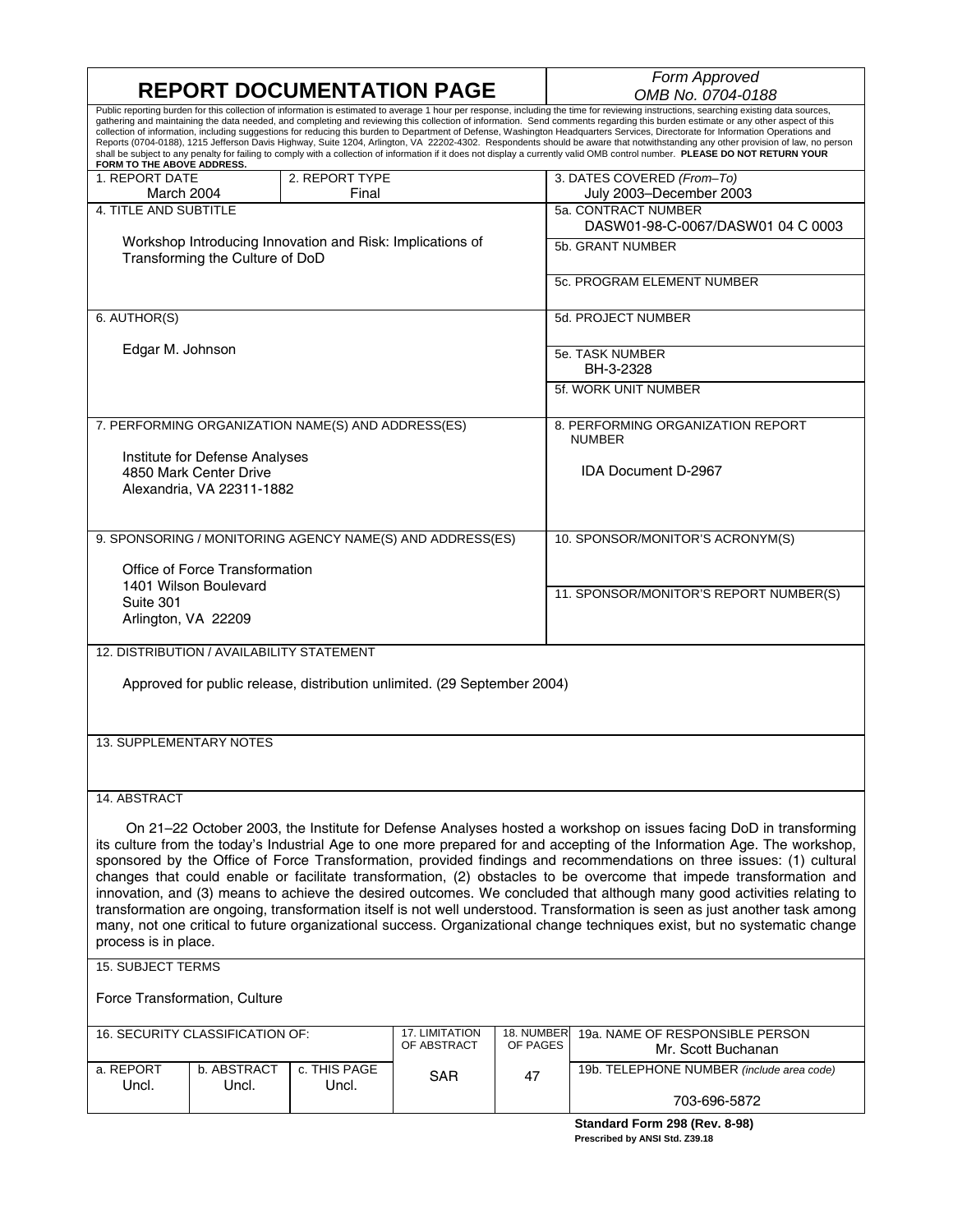# REPORT DOCUMENTATION PAGE

*Form Approved*
*OMB No. 0704-0188*

Public reporting burden for this collection of information is estimated to average 1 hour per response, including the time for reviewing instructions, searching existing data sources, gathering and maintaining the data needed, and completing and reviewing this collection of information. Send comments regarding this burden estimate or any other aspect of this collection of information, including suggestions for reducing this burden to Department of Defense, Washington Headquarters Services, Directorate for Information Operations and Reports (0704-0188), 1215 Jefferson Davis Highway, Suite 1204, Arlington, VA 22202-4302. Respondents should be aware that notwithstanding any other provision of law, no person shall be subject to any penalty for failing to comply with a collection of information if it does not display a currently valid OMB control number. **PLEASE DO NOT RETURN YOUR FORM TO THE ABOVE ADDRESS.**

| | | |
|---|---|---|
| 1. REPORT DATE<br>March 2004 | 2. REPORT TYPE<br>Final | 3. DATES COVERED *(From–To)*<br>July 2003–December 2003 |

| | |
|---|---|
| 4. TITLE AND SUBTITLE<br><br>Workshop Introducing Innovation and Risk: Implications of Transforming the Culture of DoD | 5a. CONTRACT NUMBER<br>DASW01-98-C-0067/DASW01 04 C 0003 |
| | 5b. GRANT NUMBER |
| | 5c. PROGRAM ELEMENT NUMBER |
| 6. AUTHOR(S)<br><br>Edgar M. Johnson | 5d. PROJECT NUMBER |
| | 5e. TASK NUMBER<br>BH-3-2328 |
| | 5f. WORK UNIT NUMBER |
| 7. PERFORMING ORGANIZATION NAME(S) AND ADDRESS(ES)<br><br>Institute for Defense Analyses<br>4850 Mark Center Drive<br>Alexandria, VA 22311-1882 | 8. PERFORMING ORGANIZATION REPORT NUMBER<br><br>IDA Document D-2967 |
| 9. SPONSORING / MONITORING AGENCY NAME(S) AND ADDRESS(ES)<br><br>Office of Force Transformation<br>1401 Wilson Boulevard<br>Suite 301<br>Arlington, VA 22209 | 10. SPONSOR/MONITOR'S ACRONYM(S) |
| | 11. SPONSOR/MONITOR'S REPORT NUMBER(S) |

12. DISTRIBUTION / AVAILABILITY STATEMENT

Approved for public release, distribution unlimited. (29 September 2004)

13. SUPPLEMENTARY NOTES

14. ABSTRACT

On 21–22 October 2003, the Institute for Defense Analyses hosted a workshop on issues facing DoD in transforming its culture from the today's Industrial Age to one more prepared for and accepting of the Information Age. The workshop, sponsored by the Office of Force Transformation, provided findings and recommendations on three issues: (1) cultural changes that could enable or facilitate transformation, (2) obstacles to be overcome that impede transformation and innovation, and (3) means to achieve the desired outcomes. We concluded that although many good activities relating to transformation are ongoing, transformation itself is not well understood. Transformation is seen as just another task among many, not one critical to future organizational success. Organizational change techniques exist, but no systematic change process is in place.

15. SUBJECT TERMS

Force Transformation, Culture

| 16. SECURITY CLASSIFICATION OF: | | | 17. LIMITATION OF ABSTRACT | 18. NUMBER OF PAGES | 19a. NAME OF RESPONSIBLE PERSON<br>Mr. Scott Buchanan |
|---|---|---|---|---|---|
| a. REPORT<br>Uncl. | b. ABSTRACT<br>Uncl. | c. THIS PAGE<br>Uncl. | SAR | 47 | 19b. TELEPHONE NUMBER *(include area code)*<br><br>703-696-5872 |

**Standard Form 298 (Rev. 8-98)**
**Prescribed by ANSI Std. Z39.18**